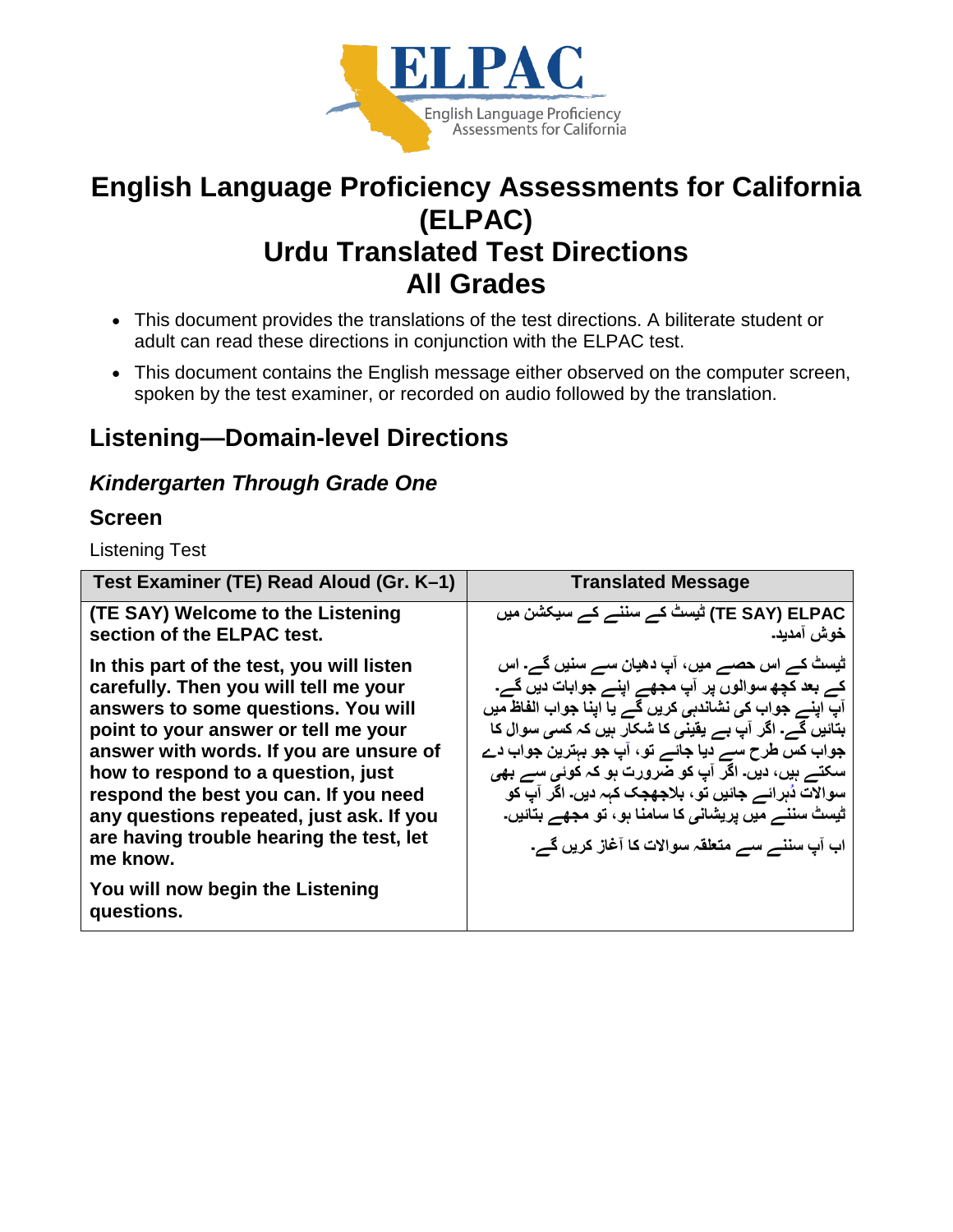# English Language Proficiency Assessments for California (ELPAC)
# Urdu Translated Test Directions
# All Grades

- This document provides the translations of the test directions. A biliterate student or adult can read these directions in conjunction with the ELPAC test.
- This document contains the English message either observed on the computer screen, spoken by the test examiner, or recorded on audio followed by the translation.

## Listening—Domain-level Directions

### *Kindergarten Through Grade One*

### Screen

Listening Test

| Test Examiner (TE) Read Aloud (Gr. K–1) | Translated Message |
|---|---|
| **(TE SAY) Welcome to the Listening section of the ELPAC test.**<br><br>**In this part of the test, you will listen carefully. Then you will tell me your answers to some questions. You will point to your answer or tell me your answer with words. If you are unsure of how to respond to a question, just respond the best you can. If you need any questions repeated, just ask. If you are having trouble hearing the test, let me know.**<br><br>**You will now begin the Listening questions.** | **(TE SAY) ELPAC ٹیسٹ کے سننے کے سیکشن میں خوش آمدید۔**<br><br>**ٹیسٹ کے اس حصے میں، آپ دھیان سے سنیں گے۔ اس کے بعد کچھ سوالوں پر آپ مجھے اپنے جوابات دیں گے۔ آپ اپنے جواب کی نشاندہی کریں گے یا اپنا جواب الفاظ میں بتائیں گے۔ اگر آپ بے یقینی کا شکار ہیں کہ کسی سوال کا جواب کس طرح سے دیا جائے تو، آپ جو بہترین جواب دے سکتے ہیں، دیں۔ اگر آپ کو ضرورت ہو کہ کوئی سے بھی سوالات دُہرائے جائیں تو، بلاجھجک کہہ دیں۔ اگر آپ کو ٹیسٹ سننے میں پریشانی کا سامنا ہو، تو مجھے بتائیں۔**<br><br>**اب آپ سننے سے متعلقہ سوالات کا آغاز کریں گے۔** |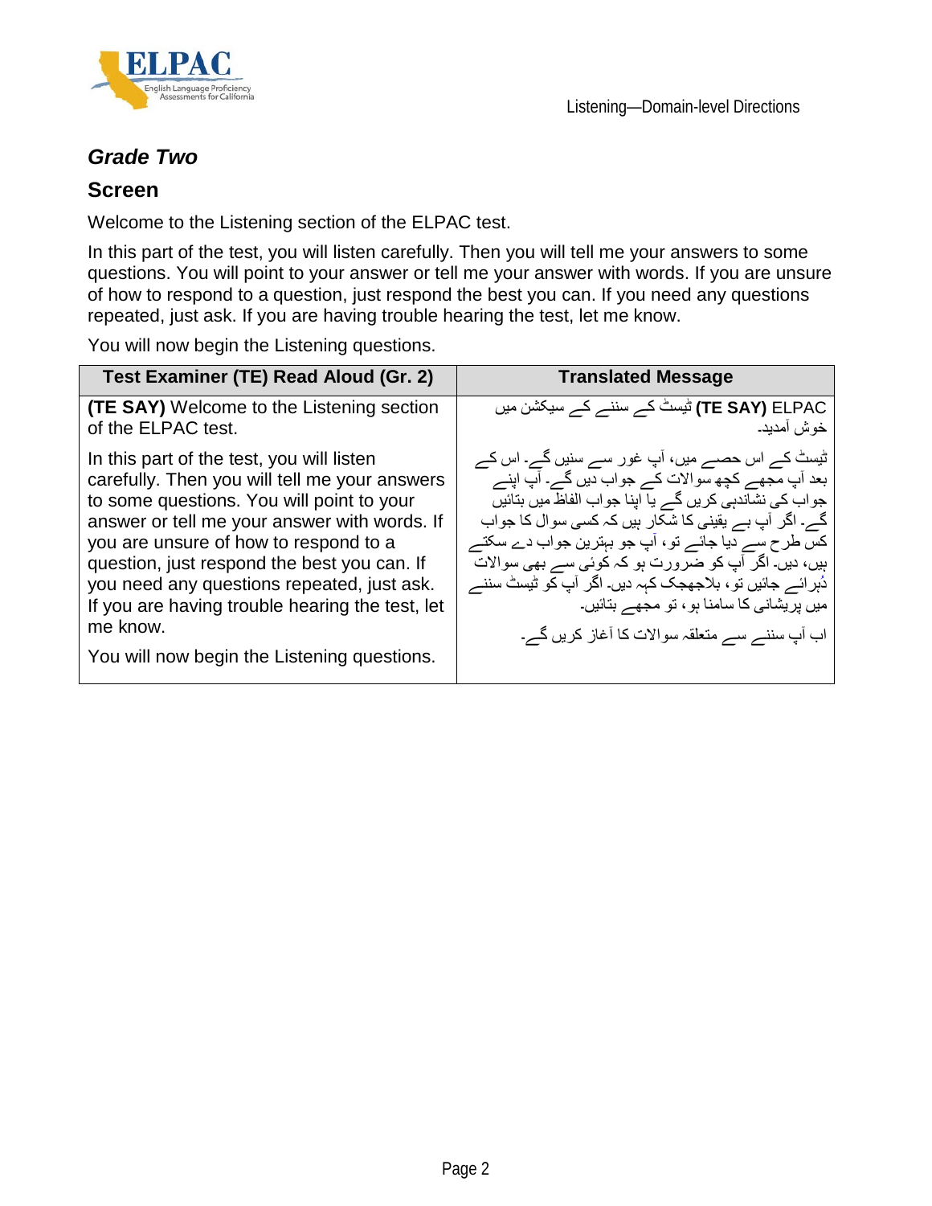## *Grade Two*

## Screen

Welcome to the Listening section of the ELPAC test.

In this part of the test, you will listen carefully. Then you will tell me your answers to some questions. You will point to your answer or tell me your answer with words. If you are unsure of how to respond to a question, just respond the best you can. If you need any questions repeated, just ask. If you are having trouble hearing the test, let me know.

You will now begin the Listening questions.

| Test Examiner (TE) Read Aloud (Gr. 2) | Translated Message |
|---|---|
| **(TE SAY)** Welcome to the Listening section of the ELPAC test.<br><br>In this part of the test, you will listen carefully. Then you will tell me your answers to some questions. You will point to your answer or tell me your answer with words. If you are unsure of how to respond to a question, just respond the best you can. If you need any questions repeated, just ask. If you are having trouble hearing the test, let me know.<br><br>You will now begin the Listening questions. | **(TE SAY)** ELPAC ٹیسٹ کے سننے کے سیکشن میں خوش آمدید۔<br><br>ٹیسٹ کے اس حصے میں، آپ غور سے سنیں گے۔ اس کے بعد آپ مجھے کچھ سوالات کے جواب دیں گے۔ آپ اپنے جواب کی نشاندہی کریں گے یا اپنا جواب الفاظ میں بتائیں گے۔ اگر آپ بے یقینی کا شکار ہیں کہ کسی سوال کا جواب کس طرح سے دیا جائے تو، آپ جو بہترین جواب دے سکتے ہیں، دیں۔ اگر آپ کو ضرورت ہو کہ کوئی سے بھی سوالات دُہرائے جائیں تو، بلاجھجک کہہ دیں۔ اگر آپ کو ٹیسٹ سننے میں پریشانی کا سامنا ہو، تو مجھے بتائیں۔<br><br>اب آپ سننے سے متعلقہ سوالات کا آغاز کریں گے۔ |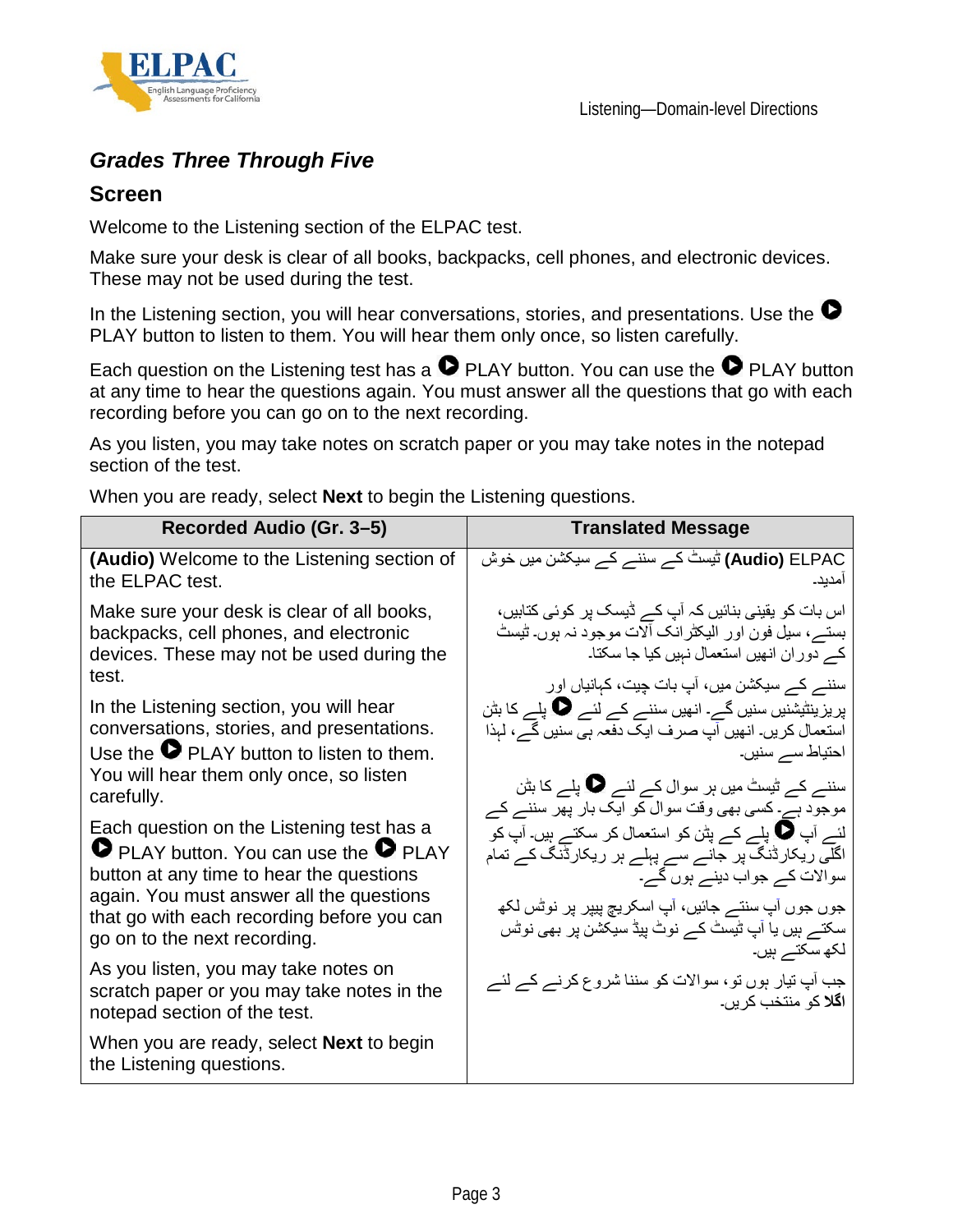## *Grades Three Through Five*

### Screen

Welcome to the Listening section of the ELPAC test.

Make sure your desk is clear of all books, backpacks, cell phones, and electronic devices. These may not be used during the test.

In the Listening section, you will hear conversations, stories, and presentations. Use the ▶ PLAY button to listen to them. You will hear them only once, so listen carefully.

Each question on the Listening test has a ▶ PLAY button. You can use the ▶ PLAY button at any time to hear the questions again. You must answer all the questions that go with each recording before you can go on to the next recording.

As you listen, you may take notes on scratch paper or you may take notes in the notepad section of the test.

When you are ready, select **Next** to begin the Listening questions.

| Recorded Audio (Gr. 3–5) | Translated Message |
|---|---|
| **(Audio)** Welcome to the Listening section of the ELPAC test.<br><br>Make sure your desk is clear of all books, backpacks, cell phones, and electronic devices. These may not be used during the test.<br><br>In the Listening section, you will hear conversations, stories, and presentations. Use the ▶ PLAY button to listen to them. You will hear them only once, so listen carefully.<br><br>Each question on the Listening test has a ▶ PLAY button. You can use the ▶ PLAY button at any time to hear the questions again. You must answer all the questions that go with each recording before you can go on to the next recording.<br><br>As you listen, you may take notes on scratch paper or you may take notes in the notepad section of the test.<br><br>When you are ready, select **Next** to begin the Listening questions. | **(Audio)** ELPAC ٹیسٹ کے سننے کے سیکشن میں خوش آمدید۔<br><br>اس بات کو یقینی بنائیں کہ آپ کے ڈیسک پر کوئی کتابیں، بستے، سیل فون اور الیکٹرانک آلات موجود نہ ہوں۔ ٹیسٹ کے دوران انھیں استعمال نہیں کیا جا سکتا۔<br><br>سننے کے سیکشن میں، آپ بات چیت، کہانیاں اور پریزینٹیشنیں سنیں گے۔ انھیں سننے کے لئے ▶ پلے کا بٹن استعمال کریں۔ انھیں آپ صرف ایک دفعہ ہی سنیں گے، لہذا احتیاط سے سنیں۔<br><br>سننے کے ٹیسٹ میں ہر سوال کے لئے ▶ پلے کا بٹن موجود ہے۔ کسی بھی وقت سوال کو ایک بار پھر سننے کے لئے آپ ▶ پلے کے بٹن کو استعمال کر سکتے ہیں۔ آپ کو اگلی ریکارڈنگ پر جانے سے پہلے ہر ریکارڈنگ کے تمام سوالات کے جواب دینے ہوں گے۔<br><br>جوں جوں آپ سنتے جائیں، آپ اسکریچ پیپر پر نوٹس لکھ سکتے ہیں یا آپ ٹیسٹ کے نوٹ پیڈ سیکشن پر بھی نوٹس لکھ سکتے ہیں۔<br><br>جب آپ تیار ہوں تو، سوالات کو سننا شروع کرنے کے لئے **اگلا** کو منتخب کریں۔ |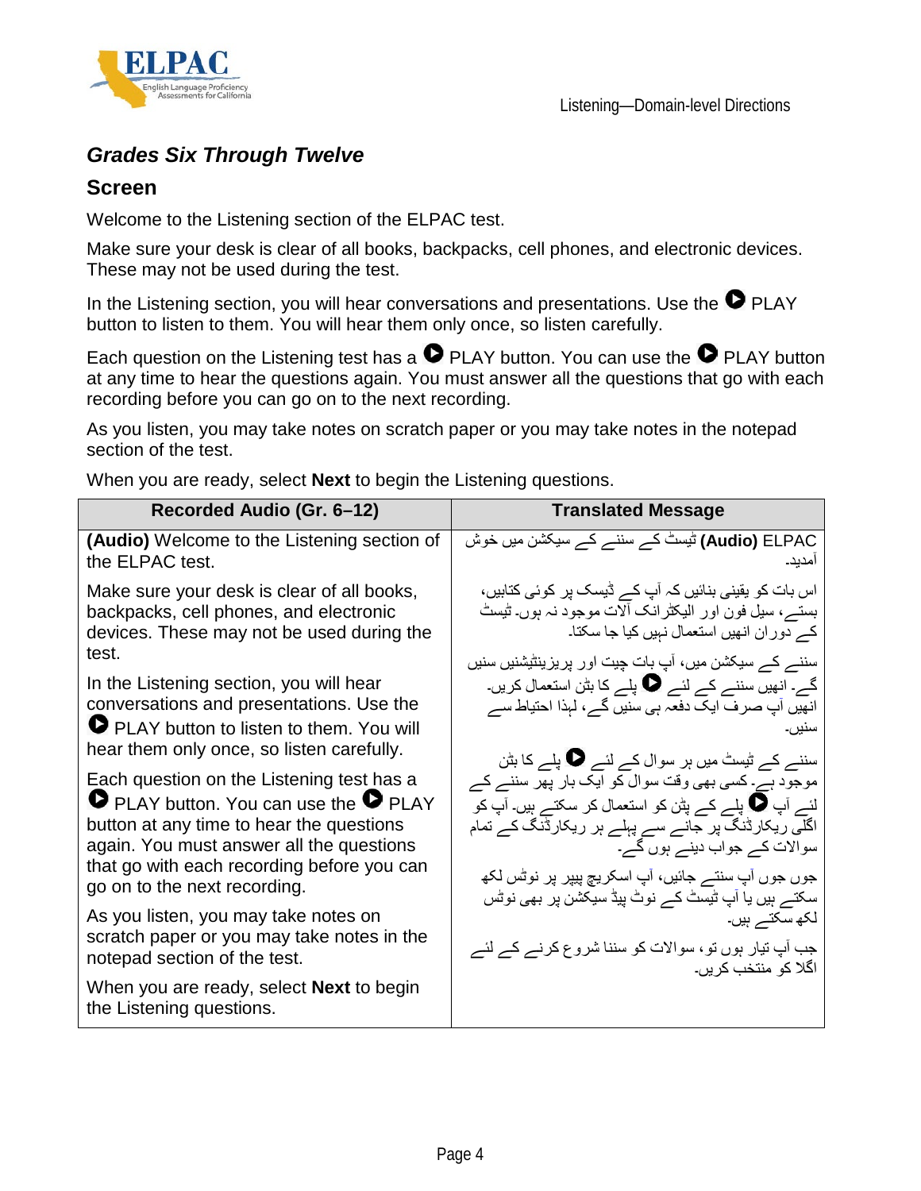## Grades Six Through Twelve

### Screen

Welcome to the Listening section of the ELPAC test.

Make sure your desk is clear of all books, backpacks, cell phones, and electronic devices. These may not be used during the test.

In the Listening section, you will hear conversations and presentations. Use the ▶ PLAY button to listen to them. You will hear them only once, so listen carefully.

Each question on the Listening test has a ▶ PLAY button. You can use the ▶ PLAY button at any time to hear the questions again. You must answer all the questions that go with each recording before you can go on to the next recording.

As you listen, you may take notes on scratch paper or you may take notes in the notepad section of the test.

When you are ready, select **Next** to begin the Listening questions.

| Recorded Audio (Gr. 6–12) | Translated Message |
|---|---|
| **(Audio)** Welcome to the Listening section of the ELPAC test.<br><br>Make sure your desk is clear of all books, backpacks, cell phones, and electronic devices. These may not be used during the test.<br><br>In the Listening section, you will hear conversations and presentations. Use the ▶ PLAY button to listen to them. You will hear them only once, so listen carefully.<br><br>Each question on the Listening test has a ▶ PLAY button. You can use the ▶ PLAY button at any time to hear the questions again. You must answer all the questions that go with each recording before you can go on to the next recording.<br><br>As you listen, you may take notes on scratch paper or you may take notes in the notepad section of the test.<br><br>When you are ready, select **Next** to begin the Listening questions. | **(Audio)** ELPAC ٹیسٹ کے سننے کے سیکشن میں خوش آمدید۔<br><br>اس بات کو یقینی بنائیں کہ آپ کے ڈیسک پر کوئی کتابیں، بستے، سیل فون اور الیکٹرانک آلات موجود نہ ہوں۔ ٹیسٹ کے دوران انھیں استعمال نہیں کیا جا سکتا۔<br><br>سننے کے سیکشن میں، آپ بات چیت اور پریزینٹیشنیں سنیں گے۔ انھیں سننے کے لئے ▶ پلے کا بٹن استعمال کریں۔ انھیں آپ صرف ایک دفعہ ہی سنیں گے، لہذا احتیاط سے سنیں۔<br><br>سننے کے ٹیسٹ میں ہر سوال کے لئے ▶ پلے کا بٹن موجود ہے۔ کسی بھی وقت سوال کو ایک بار پھر سننے کے لئے آپ ▶ پلے کے بٹن کو استعمال کر سکتے ہیں۔ آپ کو اگلی ریکارڈنگ پر جانے سے پہلے ہر ریکارڈنگ کے تمام سوالات کے جواب دینے ہوں گے۔<br><br>جوں جوں آپ سنتے جائیں، آپ اسکریچ پیپر پر نوٹس لکھ سکتے ہیں یا آپ ٹیسٹ کے نوٹ پیڈ سیکشن پر بھی نوٹس لکھ سکتے ہیں۔<br><br>جب آپ تیار ہوں تو، سوالات کو سننا شروع کرنے کے لئے اگلا کو منتخب کریں۔ |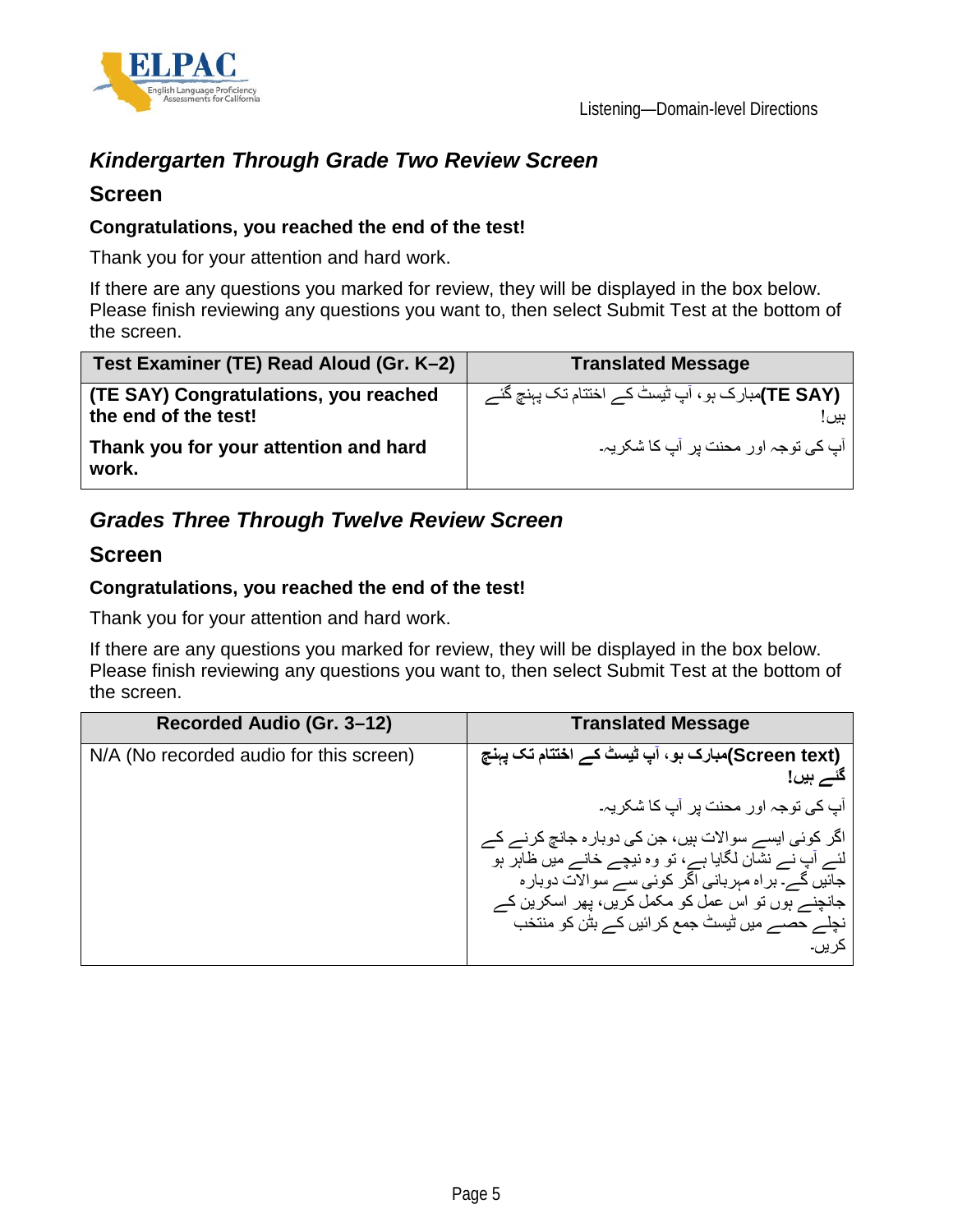## *Kindergarten Through Grade Two Review Screen*

### Screen

**Congratulations, you reached the end of the test!**

Thank you for your attention and hard work.

If there are any questions you marked for review, they will be displayed in the box below. Please finish reviewing any questions you want to, then select Submit Test at the bottom of the screen.

| Test Examiner (TE) Read Aloud (Gr. K–2) | Translated Message |
|---|---|
| **(TE SAY) Congratulations, you reached the end of the test!** | **(TE SAY)**مبارک ہو، آپ ٹیسٹ کے اختتام تک پہنچ گئے ہیں! |
| **Thank you for your attention and hard work.** | آپ کی توجہ اور محنت پر آپ کا شکریہ۔ |

## *Grades Three Through Twelve Review Screen*

### Screen

**Congratulations, you reached the end of the test!**

Thank you for your attention and hard work.

If there are any questions you marked for review, they will be displayed in the box below. Please finish reviewing any questions you want to, then select Submit Test at the bottom of the screen.

| Recorded Audio (Gr. 3–12) | Translated Message |
|---|---|
| N/A (No recorded audio for this screen) | **(Screen text)مبارک ہو، آپ ٹیسٹ کے اختتام تک پہنچ گئے ہیں!**<br><br>آپ کی توجہ اور محنت پر آپ کا شکریہ۔<br><br>اگر کوئی ایسے سوالات ہیں، جن کی دوبارہ جانچ کرنے کے لئے آپ نے نشان لگایا ہے، تو وہ نیچے خانے میں ظاہر ہو جائیں گے۔ براہ مہربانی اگر کوئی سے سوالات دوبارہ جانچنے ہوں تو اس عمل کو مکمل کریں، پھر اسکرین کے نچلے حصے میں ٹیسٹ جمع کرائیں کے بٹن کو منتخب کریں۔ |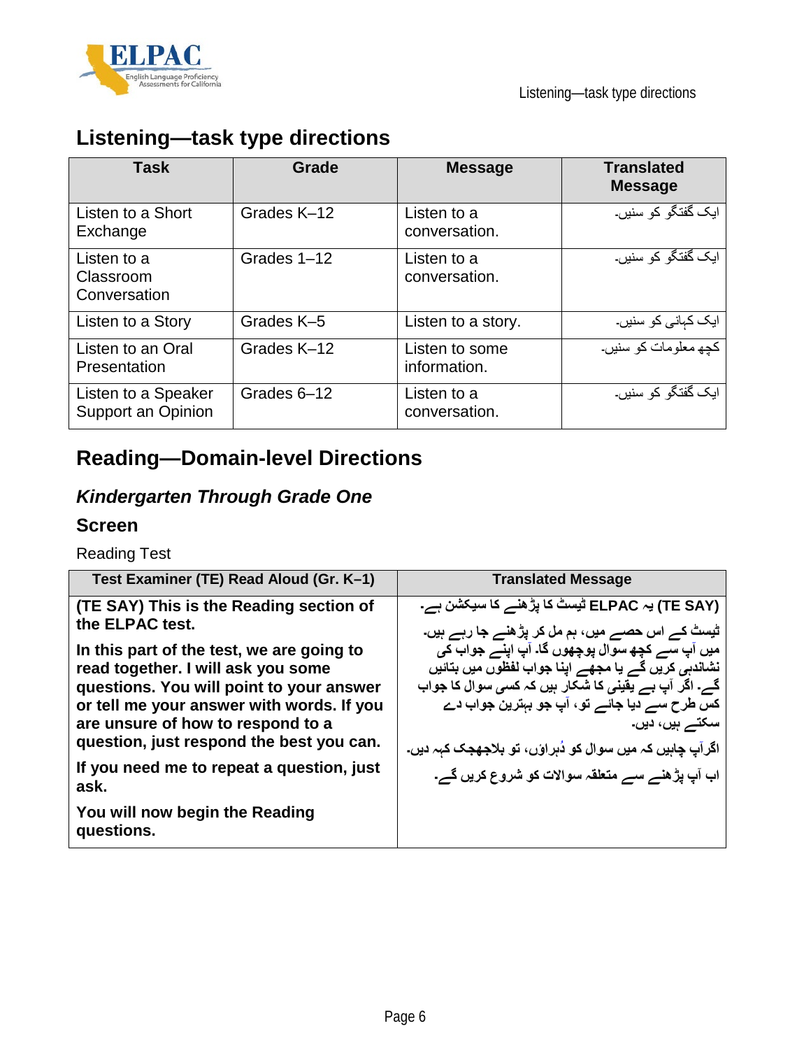## Listening—task type directions

| Task | Grade | Message | Translated Message |
|---|---|---|---|
| Listen to a Short Exchange | Grades K–12 | Listen to a conversation. | ایک گفتگو کو سنیں۔ |
| Listen to a Classroom Conversation | Grades 1–12 | Listen to a conversation. | ایک گفتگو کو سنیں۔ |
| Listen to a Story | Grades K–5 | Listen to a story. | ایک کہانی کو سنیں۔ |
| Listen to an Oral Presentation | Grades K–12 | Listen to some information. | کچھ معلومات کو سنیں۔ |
| Listen to a Speaker Support an Opinion | Grades 6–12 | Listen to a conversation. | ایک گفتگو کو سنیں۔ |

## Reading—Domain-level Directions

### *Kindergarten Through Grade One*

### Screen

Reading Test

| Test Examiner (TE) Read Aloud (Gr. K–1) | Translated Message |
|---|---|
| **(TE SAY) This is the Reading section of the ELPAC test.**<br>**In this part of the test, we are going to read together. I will ask you some questions. You will point to your answer or tell me your answer with words. If you are unsure of how to respond to a question, just respond the best you can.**<br>**If you need me to repeat a question, just ask.**<br>**You will now begin the Reading questions.** | **(TE SAY) یہ ELPAC ٹیسٹ کا پڑھنے کا سیکشن ہے۔**<br>**ٹیسٹ کے اس حصے میں، ہم مل کر پڑھنے جا رہے ہیں۔ میں آپ سے کچھ سوال پوچھوں گا۔ آپ اپنے جواب کی نشاندہی کریں گے یا مجھے اپنا جواب لفظوں میں بتائیں گے۔ اگر آپ بے یقینی کا شکار ہیں کہ کسی سوال کا جواب کس طرح سے دیا جائے تو، آپ جو بہترین جواب دے سکتے ہیں، دیں۔**<br>**اگرآپ چاہیں کہ میں سوال کو دُہراؤں، تو بلاجھجک کہہ دیں۔**<br>**اب آپ پڑھنے سے متعلقہ سوالات کو شروع کریں گے۔** |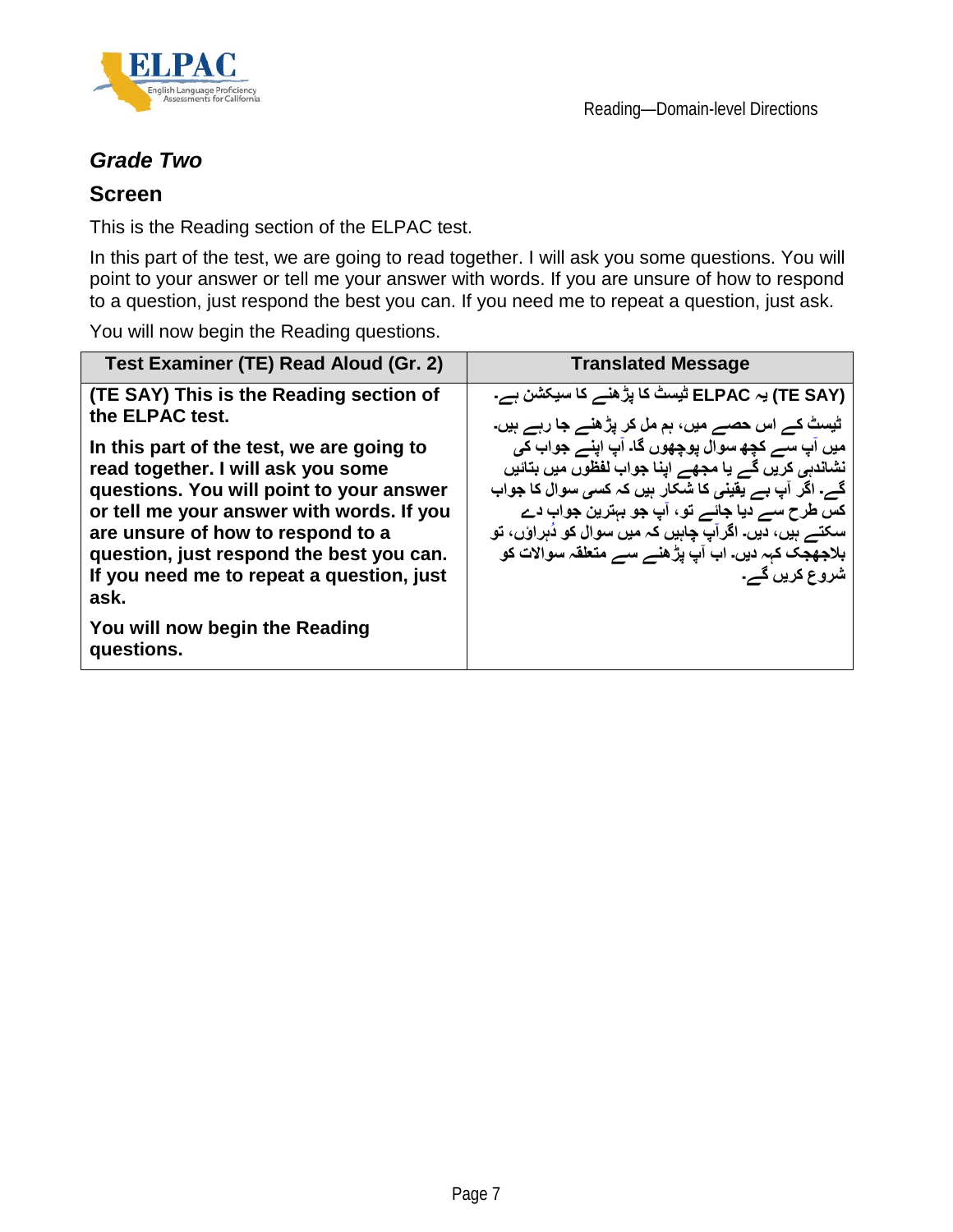## *Grade Two*

## Screen

This is the Reading section of the ELPAC test.

In this part of the test, we are going to read together. I will ask you some questions. You will point to your answer or tell me your answer with words. If you are unsure of how to respond to a question, just respond the best you can. If you need me to repeat a question, just ask.

You will now begin the Reading questions.

| Test Examiner (TE) Read Aloud (Gr. 2) | Translated Message |
|---|---|
| **(TE SAY) This is the Reading section of the ELPAC test.**<br><br>**In this part of the test, we are going to read together. I will ask you some questions. You will point to your answer or tell me your answer with words. If you are unsure of how to respond to a question, just respond the best you can. If you need me to repeat a question, just ask.**<br><br>**You will now begin the Reading questions.** | **(TE SAY) یہ ELPAC ٹیسٹ کا پڑھنے کا سیکشن ہے۔**<br><br>**ٹیسٹ کے اس حصے میں، ہم مل کر پڑھنے جا رہے ہیں۔ میں آپ سے کچھ سوال پوچھوں گا۔ آپ اپنے جواب کی نشاندہی کریں گے یا مجھے اپنا جواب لفظوں میں بتائیں گے۔ اگر آپ بے یقینی کا شکار ہیں کہ کسی سوال کا جواب کس طرح سے دیا جائے تو، آپ جو بہترین جواب دے سکتے ہیں، دیں۔ اگرآپ چاہیں کہ میں سوال کو دُہراؤں، تو بلاجھجک کہہ دیں۔ اب آپ پڑھنے سے متعلقہ سوالات کو شروع کریں گے۔** |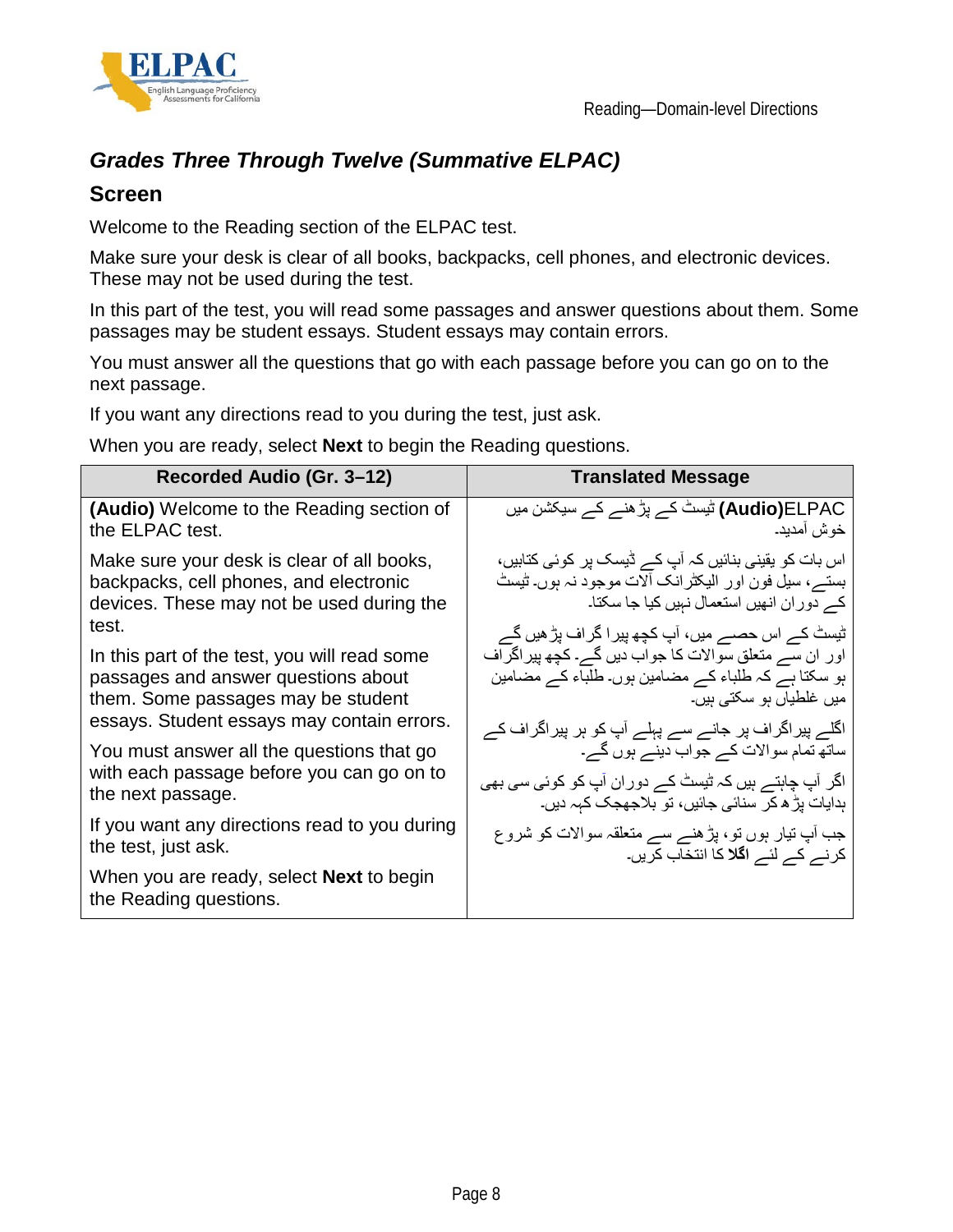## Grades Three Through Twelve (Summative ELPAC)

### Screen

Welcome to the Reading section of the ELPAC test.

Make sure your desk is clear of all books, backpacks, cell phones, and electronic devices. These may not be used during the test.

In this part of the test, you will read some passages and answer questions about them. Some passages may be student essays. Student essays may contain errors.

You must answer all the questions that go with each passage before you can go on to the next passage.

If you want any directions read to you during the test, just ask.

When you are ready, select **Next** to begin the Reading questions.

| Recorded Audio (Gr. 3–12) | Translated Message |
|---|---|
| **(Audio)** Welcome to the Reading section of the ELPAC test.<br><br>Make sure your desk is clear of all books, backpacks, cell phones, and electronic devices. These may not be used during the test.<br><br>In this part of the test, you will read some passages and answer questions about them. Some passages may be student essays. Student essays may contain errors.<br><br>You must answer all the questions that go with each passage before you can go on to the next passage.<br><br>If you want any directions read to you during the test, just ask.<br><br>When you are ready, select **Next** to begin the Reading questions. | **(Audio)**ELPAC ٹیسٹ کے پڑھنے کے سیکشن میں خوش آمدید۔<br><br>اس بات کو یقینی بنائیں کہ آپ کے ڈیسک پر کوئی کتابیں، بستے، سیل فون اور الیکٹرانک آلات موجود نہ ہوں۔ ٹیسٹ کے دوران انھیں استعمال نہیں کیا جا سکتا۔<br><br>ٹیسٹ کے اس حصے میں، آپ کچھ پیرا گراف پڑھیں گے اور ان سے متعلق سوالات کا جواب دیں گے۔ کچھ پیراگراف ہو سکتا ہے کہ طلباء کے مضامین ہوں۔ طلباء کے مضامین میں غلطیاں ہو سکتی ہیں۔<br><br>اگلے پیراگراف پر جانے سے پہلے آپ کو ہر پیراگراف کے ساتھ تمام سوالات کے جواب دینے ہوں گے۔<br><br>اگر آپ چاہتے ہیں کہ ٹیسٹ کے دوران آپ کو کوئی سی بھی ہدایات پڑھ کر سنائی جائیں، تو بلاجھجک کہہ دیں۔<br><br>جب آپ تیار ہوں تو، پڑھنے سے متعلقہ سوالات کو شروع کرنے کے لئے **اگلا** کا انتخاب کریں۔ |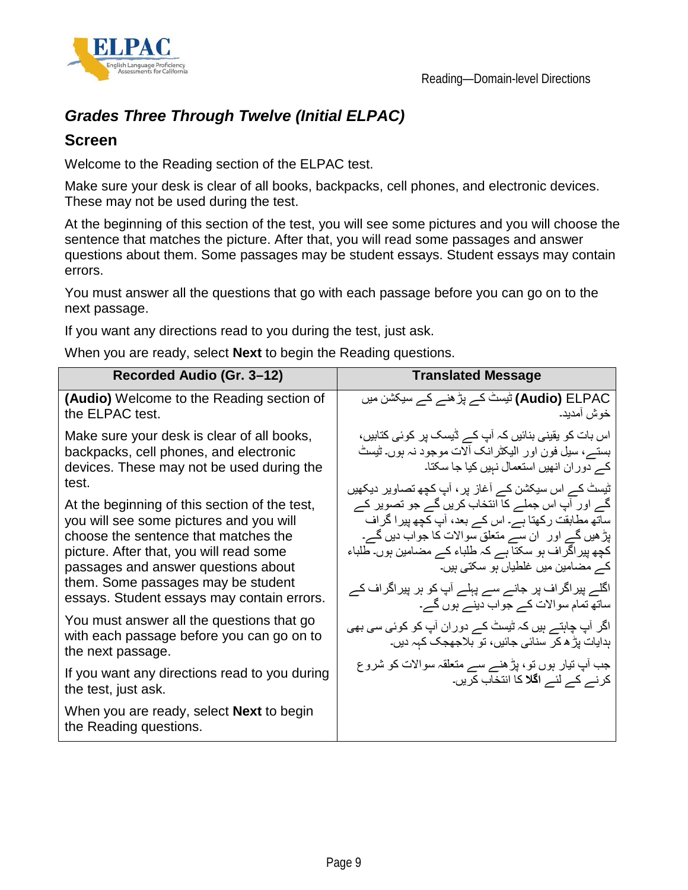## *Grades Three Through Twelve (Initial ELPAC)*

### Screen

Welcome to the Reading section of the ELPAC test.

Make sure your desk is clear of all books, backpacks, cell phones, and electronic devices. These may not be used during the test.

At the beginning of this section of the test, you will see some pictures and you will choose the sentence that matches the picture. After that, you will read some passages and answer questions about them. Some passages may be student essays. Student essays may contain errors.

You must answer all the questions that go with each passage before you can go on to the next passage.

If you want any directions read to you during the test, just ask.

When you are ready, select **Next** to begin the Reading questions.

| Recorded Audio (Gr. 3–12) | Translated Message |
|---|---|
| **(Audio)** Welcome to the Reading section of the ELPAC test. | **(Audio)** ELPAC ٹیسٹ کے پڑھنے کے سیکشن میں خوش آمدید۔ |
| Make sure your desk is clear of all books, backpacks, cell phones, and electronic devices. These may not be used during the test. | اس بات کو یقینی بنائیں کہ آپ کے ڈیسک پر کوئی کتابیں، بستے، سیل فون اور الیکٹرانک آلات موجود نہ ہوں۔ ٹیسٹ کے دوران انھیں استعمال نہیں کیا جا سکتا۔ |
| At the beginning of this section of the test, you will see some pictures and you will choose the sentence that matches the picture. After that, you will read some passages and answer questions about them. Some passages may be student essays. Student essays may contain errors. | ٹیسٹ کے اس سیکشن کے آغاز پر، آپ کچھ تصاویر دیکھیں گے اور آپ اس جملے کا انتخاب کریں گے جو تصویر کے ساتھ مطابقت رکھتا ہے۔ اس کے بعد، آپ کچھ پیرا گراف پڑھیں گے اور ان سے متعلق سوالات کا جواب دیں گے۔ کچھ پیراگراف ہو سکتا ہے کہ طلباء کے مضامین ہوں۔ طلباء کے مضامین میں غلطیاں ہو سکتی ہیں۔ |
| You must answer all the questions that go with each passage before you can go on to the next passage. | اگلے پیراگراف پر جانے سے پہلے آپ کو ہر پیراگراف کے ساتھ تمام سوالات کے جواب دینے ہوں گے۔ |
| If you want any directions read to you during the test, just ask. | اگر آپ چاہتے ہیں کہ ٹیسٹ کے دوران آپ کو کوئی سی بھی ہدایات پڑھ کر سنائی جائیں، تو بلاجھجک کہہ دیں۔ |
| When you are ready, select **Next** to begin the Reading questions. | جب آپ تیار ہوں تو، پڑھنے سے متعلقہ سوالات کو شروع کرنے کے لئے **اگلا** کا انتخاب کریں۔ |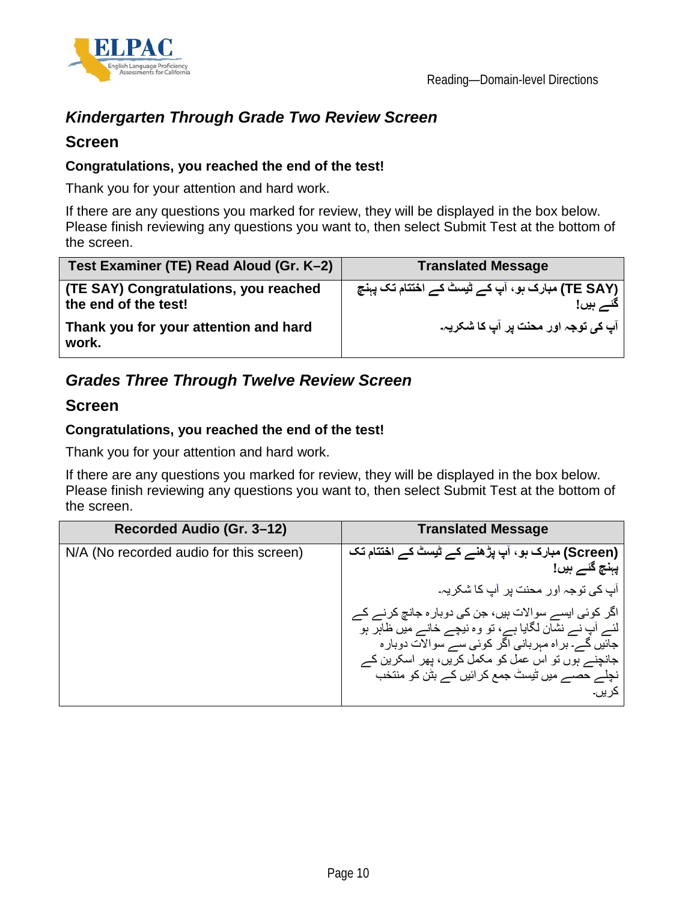## *Kindergarten Through Grade Two Review Screen*

### Screen

**Congratulations, you reached the end of the test!**

Thank you for your attention and hard work.

If there are any questions you marked for review, they will be displayed in the box below. Please finish reviewing any questions you want to, then select Submit Test at the bottom of the screen.

| Test Examiner (TE) Read Aloud (Gr. K–2) | Translated Message |
|---|---|
| **(TE SAY) Congratulations, you reached the end of the test!** <br> **Thank you for your attention and hard work.** | **(TE SAY) مبارک ہو، آپ کے ٹیسٹ کے اختتام تک پہنچ گئے ہیں!** <br> **آپ کی توجہ اور محنت پر آپ کا شکریہ۔** |

## *Grades Three Through Twelve Review Screen*

### Screen

**Congratulations, you reached the end of the test!**

Thank you for your attention and hard work.

If there are any questions you marked for review, they will be displayed in the box below. Please finish reviewing any questions you want to, then select Submit Test at the bottom of the screen.

| Recorded Audio (Gr. 3–12) | Translated Message |
|---|---|
| N/A (No recorded audio for this screen) | **(Screen) مبارک ہو، آپ پڑھنے کے ٹیسٹ کے اختتام تک پہنچ گئے ہیں!** <br> آپ کی توجہ اور محنت پر آپ کا شکریہ۔ <br> اگر کوئی ایسے سوالات ہیں، جن کی دوبارہ جانچ کرنے کے لئے آپ نے نشان لگایا ہے، تو وہ نیچے خانے میں ظاہر ہو جائیں گے۔ براہ مہربانی اگر کوئی سے سوالات دوبارہ جانچنے ہوں تو اس عمل کو مکمل کریں، پھر اسکرین کے نچلے حصے میں ٹیسٹ جمع کرائیں کے بٹن کو منتخب کریں۔ |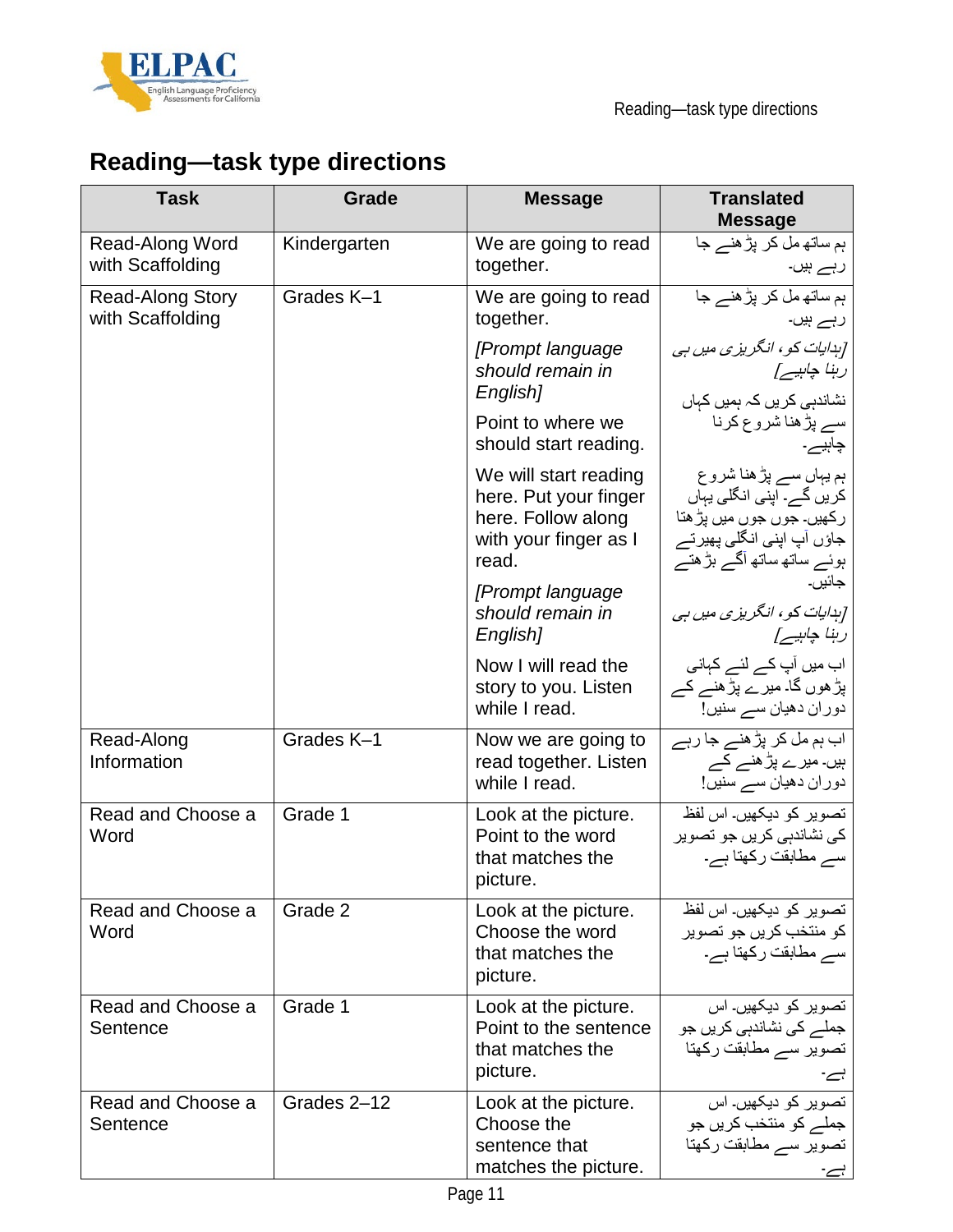# Reading—task type directions

| Task | Grade | Message | Translated Message |
|---|---|---|---|
| Read-Along Word with Scaffolding | Kindergarten | We are going to read together. | ہم ساتھ مل کر پڑھنے جا رہے ہیں۔ |
| Read-Along Story with Scaffolding | Grades K–1 | We are going to read together.<br>*[Prompt language should remain in English]*<br>Point to where we should start reading.<br>We will start reading here. Put your finger here. Follow along with your finger as I read.<br>*[Prompt language should remain in English]*<br>Now I will read the story to you. Listen while I read. | ہم ساتھ مل کر پڑھنے جا رہے ہیں۔<br>*[ہدایات کو، انگریزی میں ہی رہنا چاہیے]*<br>نشاندہی کریں کہ ہمیں کہاں سے پڑھنا شروع کرنا چاہیے۔<br>ہم یہاں سے پڑھنا شروع کریں گے۔ اپنی انگلی یہاں رکھیں۔ جوں جوں میں پڑھتا جاؤں آپ اپنی انگلی پھیرتے ہوئے ساتھ ساتھ آگے بڑھتے جائیں۔<br>*[ہدایات کو، انگریزی میں ہی رہنا چاہیے]*<br>اب میں آپ کے لئے کہانی پڑھوں گا۔ میرے پڑھنے کے دوران دھیان سے سنیں! |
| Read-Along Information | Grades K–1 | Now we are going to read together. Listen while I read. | اب ہم مل کر پڑھنے جا رہے ہیں۔ میرے پڑھنے کے دوران دھیان سے سنیں! |
| Read and Choose a Word | Grade 1 | Look at the picture. Point to the word that matches the picture. | تصویر کو دیکھیں۔ اس لفظ کی نشاندہی کریں جو تصویر سے مطابقت رکھتا ہے۔ |
| Read and Choose a Word | Grade 2 | Look at the picture. Choose the word that matches the picture. | تصویر کو دیکھیں۔ اس لفظ کو منتخب کریں جو تصویر سے مطابقت رکھتا ہے۔ |
| Read and Choose a Sentence | Grade 1 | Look at the picture. Point to the sentence that matches the picture. | تصویر کو دیکھیں۔ اس جملے کی نشاندہی کریں جو تصویر سے مطابقت رکھتا ہے۔ |
| Read and Choose a Sentence | Grades 2–12 | Look at the picture. Choose the sentence that matches the picture. | تصویر کو دیکھیں۔ اس جملے کو منتخب کریں جو تصویر سے مطابقت رکھتا ہے۔ |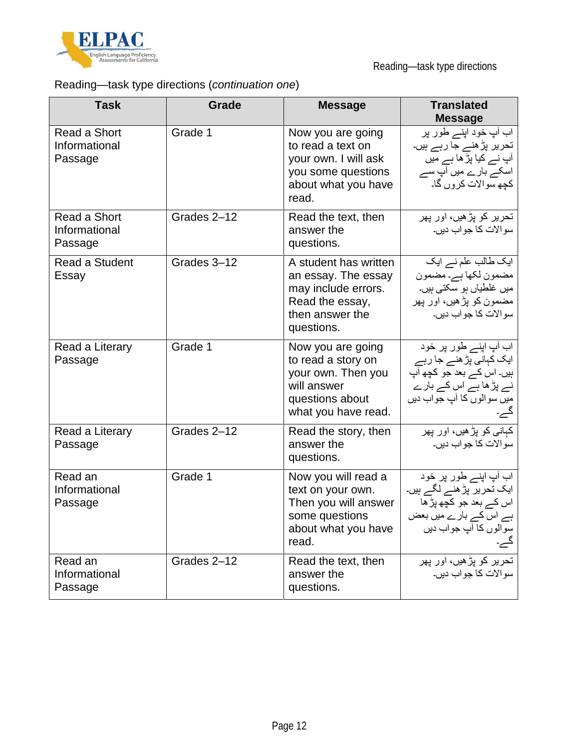Reading—task type directions (*continuation one*)

| Task | Grade | Message | Translated Message |
|---|---|---|---|
| Read a Short Informational Passage | Grade 1 | Now you are going to read a text on your own. I will ask you some questions about what you have read. | اب آپ خود اپنے طور پر تحریر پڑھنے جا رہے ہیں۔ آپ نے کیا پڑھا ہے میں اسکے بارے میں آپ سے کچھ سوالات کروں گا۔ |
| Read a Short Informational Passage | Grades 2–12 | Read the text, then answer the questions. | تحریر کو پڑھیں، اور پھر سوالات کا جواب دیں۔ |
| Read a Student Essay | Grades 3–12 | A student has written an essay. The essay may include errors. Read the essay, then answer the questions. | ایک طالب علم نے ایک مضمون لکھا ہے۔ مضمون میں غلطیاں ہو سکتی ہیں۔ مضمون کو پڑھیں، اور پھر سوالات کا جواب دیں۔ |
| Read a Literary Passage | Grade 1 | Now you are going to read a story on your own. Then you will answer questions about what you have read. | اب آپ اپنے طور پر خود ایک کہانی پڑھنے جا رہے ہیں۔ اس کے بعد جو کچھ آپ نے پڑھا ہے اس کے بارے میں سوالوں کا آپ جواب دیں گے۔ |
| Read a Literary Passage | Grades 2–12 | Read the story, then answer the questions. | کہانی کو پڑھیں، اور پھر سوالات کا جواب دیں۔ |
| Read an Informational Passage | Grade 1 | Now you will read a text on your own. Then you will answer some questions about what you have read. | اب آپ اپنے طور پر خود ایک تحریر پڑھنے لگے ہیں۔ اس کے بعد جو کچھ پڑھا ہے اس کے بارے میں بعض سوالوں کا آپ جواب دیں گے۔ |
| Read an Informational Passage | Grades 2–12 | Read the text, then answer the questions. | تحریر کو پڑھیں، اور پھر سوالات کا جواب دیں۔ |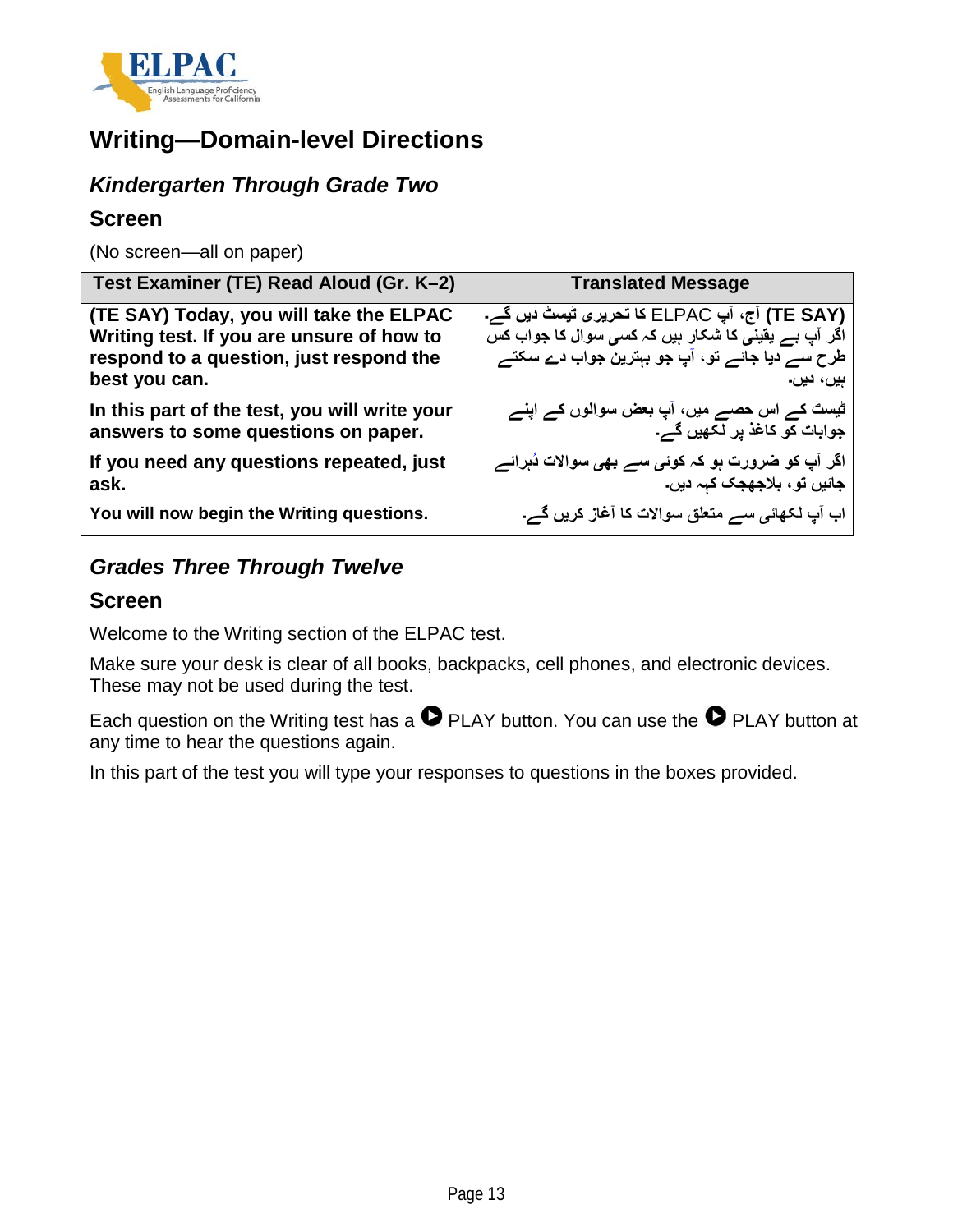# Writing—Domain-level Directions

## *Kindergarten Through Grade Two*

### Screen

(No screen—all on paper)

| Test Examiner (TE) Read Aloud (Gr. K–2) | Translated Message |
|---|---|
| **(TE SAY) Today, you will take the ELPAC Writing test. If you are unsure of how to respond to a question, just respond the best you can.** | **(TE SAY)** آج، آپ ELPAC کا تحریری ٹیسٹ دیں گے۔ اگر آپ بے یقینی کا شکار ہیں کہ کسی سوال کا جواب کس طرح سے دیا جائے تو، آپ جو بہترین جواب دے سکتے ہیں، دیں۔ |
| **In this part of the test, you will write your answers to some questions on paper.** | ٹیسٹ کے اس حصے میں، آپ بعض سوالوں کے اپنے جوابات کو کاغذ پر لکھیں گے۔ |
| **If you need any questions repeated, just ask.** | اگر آپ کو ضرورت ہو کہ کوئی سے بھی سوالات دُہرائے جائیں تو، بلاجھجک کہہ دیں۔ |
| **You will now begin the Writing questions.** | اب آپ لکھائی سے متعلق سوالات کا آغاز کریں گے۔ |

## *Grades Three Through Twelve*

### Screen

Welcome to the Writing section of the ELPAC test.

Make sure your desk is clear of all books, backpacks, cell phones, and electronic devices. These may not be used during the test.

Each question on the Writing test has a ▶ PLAY button. You can use the ▶ PLAY button at any time to hear the questions again.

In this part of the test you will type your responses to questions in the boxes provided.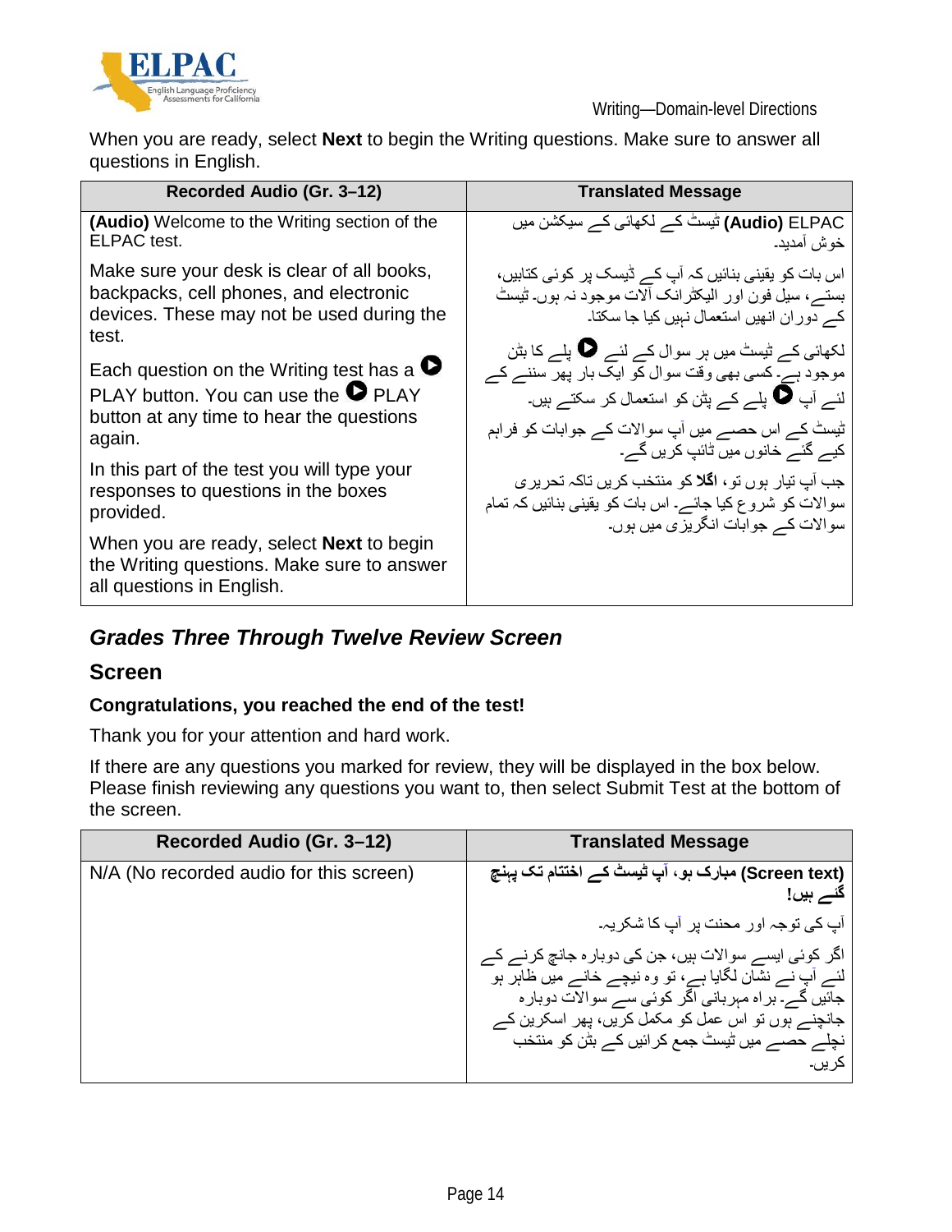When you are ready, select **Next** to begin the Writing questions. Make sure to answer all questions in English.

| Recorded Audio (Gr. 3–12) | Translated Message |
|---|---|
| **(Audio)** Welcome to the Writing section of the ELPAC test.<br><br>Make sure your desk is clear of all books, backpacks, cell phones, and electronic devices. These may not be used during the test.<br><br>Each question on the Writing test has a ▶ PLAY button. You can use the ▶ PLAY button at any time to hear the questions again.<br><br>In this part of the test you will type your responses to questions in the boxes provided.<br><br>When you are ready, select **Next** to begin the Writing questions. Make sure to answer all questions in English. | **(Audio)** ELPAC ٹیسٹ کے لکھائی کے سیکشن میں خوش آمدید۔<br><br>اس بات کو یقینی بنائیں کہ آپ کے ڈیسک پر کوئی کتابیں، بستے، سیل فون اور الیکٹرانک آلات موجود نہ ہوں۔ ٹیسٹ کے دوران انھیں استعمال نہیں کیا جا سکتا۔<br><br>لکھائی کے ٹیسٹ میں ہر سوال کے لئے ▶ پلے کا بٹن موجود ہے۔ کسی بھی وقت سوال کو ایک بار پھر سننے کے لئے آپ ▶ پلے کے بٹن کو استعمال کر سکتے ہیں۔<br><br>ٹیسٹ کے اس حصے میں آپ سوالات کے جوابات کو فراہم کیے گئے خانوں میں ٹائپ کریں گے۔<br><br>جب آپ تیار ہوں تو، **اگلا** کو منتخب کریں تاکہ تحریری سوالات کو شروع کیا جائے۔ اس بات کو یقینی بنائیں کہ تمام سوالات کے جوابات انگریزی میں ہوں۔ |

## *Grades Three Through Twelve Review Screen*

## Screen

**Congratulations, you reached the end of the test!**

Thank you for your attention and hard work.

If there are any questions you marked for review, they will be displayed in the box below. Please finish reviewing any questions you want to, then select Submit Test at the bottom of the screen.

| Recorded Audio (Gr. 3–12) | Translated Message |
|---|---|
| N/A (No recorded audio for this screen) | **(Screen text) مبارک ہو، آپ ٹیسٹ کے اختتام تک پہنچ گئے ہیں!**<br><br>آپ کی توجہ اور محنت پر آپ کا شکریہ۔<br><br>اگر کوئی ایسے سوالات ہیں، جن کی دوبارہ جانچ کرنے کے لئے آپ نے نشان لگایا ہے، تو وہ نیچے خانے میں ظاہر ہو جائیں گے۔ براہ مہربانی اگر کوئی سے سوالات دوبارہ جانچنے ہوں تو اس عمل کو مکمل کریں، پھر اسکرین کے نچلے حصے میں ٹیسٹ جمع کرائیں کے بٹن کو منتخب کریں۔ |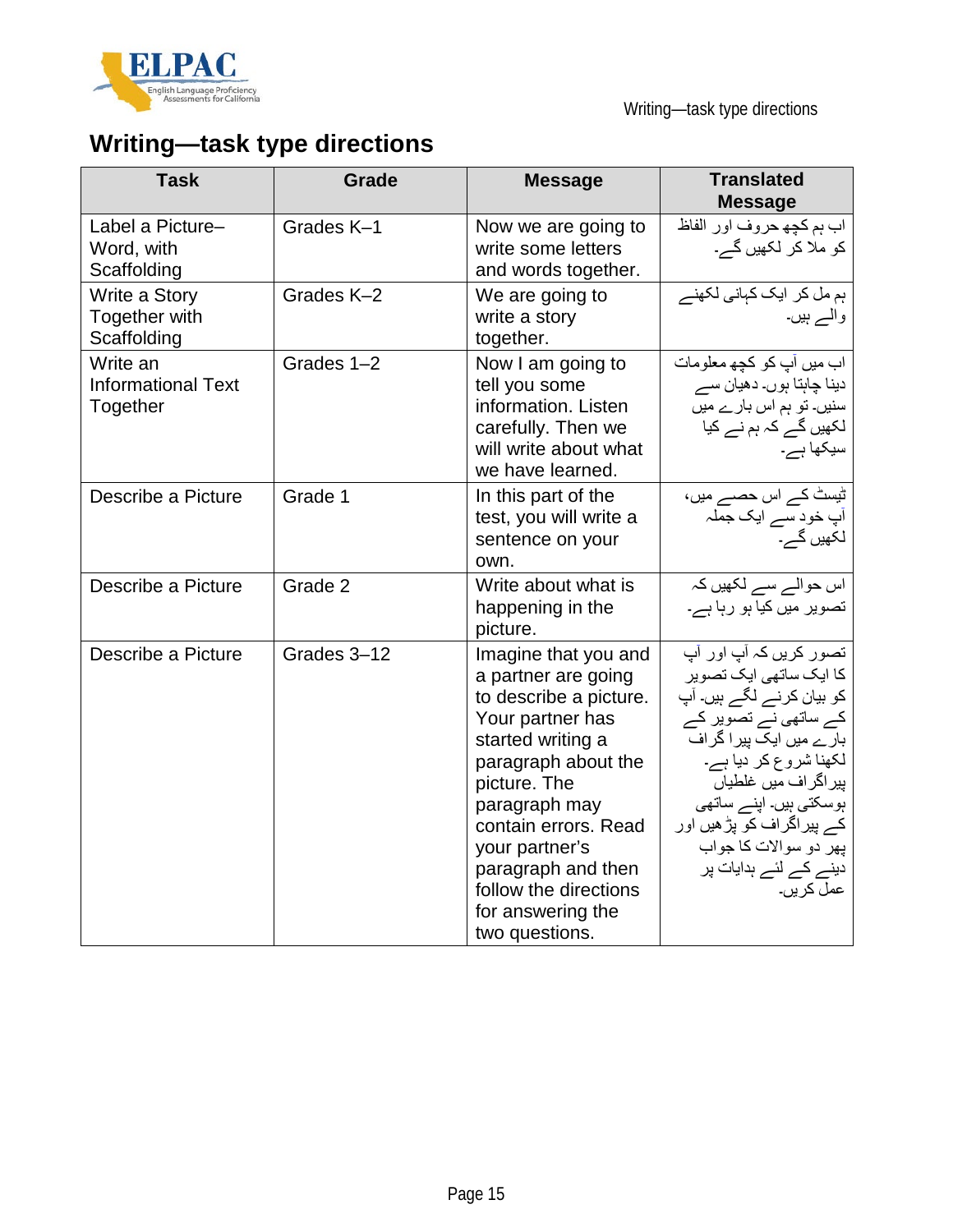## Writing—task type directions

| Task | Grade | Message | Translated Message |
|---|---|---|---|
| Label a Picture–Word, with Scaffolding | Grades K–1 | Now we are going to write some letters and words together. | اب ہم کچھ حروف اور الفاظ کو ملا کر لکھیں گے۔ |
| Write a Story Together with Scaffolding | Grades K–2 | We are going to write a story together. | ہم مل کر ایک کہانی لکھنے والے ہیں۔ |
| Write an Informational Text Together | Grades 1–2 | Now I am going to tell you some information. Listen carefully. Then we will write about what we have learned. | اب میں آپ کو کچھ معلومات دینا چاہتا ہوں۔ دھیان سے سنیں۔ تو ہم اس بارے میں لکھیں گے کہ ہم نے کیا سیکھا ہے۔ |
| Describe a Picture | Grade 1 | In this part of the test, you will write a sentence on your own. | ٹیسٹ کے اس حصے میں، آپ خود سے ایک جملہ لکھیں گے۔ |
| Describe a Picture | Grade 2 | Write about what is happening in the picture. | اس حوالے سے لکھیں کہ تصویر میں کیا ہو رہا ہے۔ |
| Describe a Picture | Grades 3–12 | Imagine that you and a partner are going to describe a picture. Your partner has started writing a paragraph about the picture. The paragraph may contain errors. Read your partner's paragraph and then follow the directions for answering the two questions. | تصور کریں کہ آپ اور آپ کا ایک ساتھی ایک تصویر کو بیان کرنے لگے ہیں۔ آپ کے ساتھی نے تصویر کے بارے میں ایک پیرا گراف لکھنا شروع کر دیا ہے۔ پیراگراف میں غلطیاں ہوسکتی ہیں۔ اپنے ساتھی کے پیراگراف کو پڑھیں اور پھر دو سوالات کا جواب دینے کے لئے ہدایات پر عمل کریں۔ |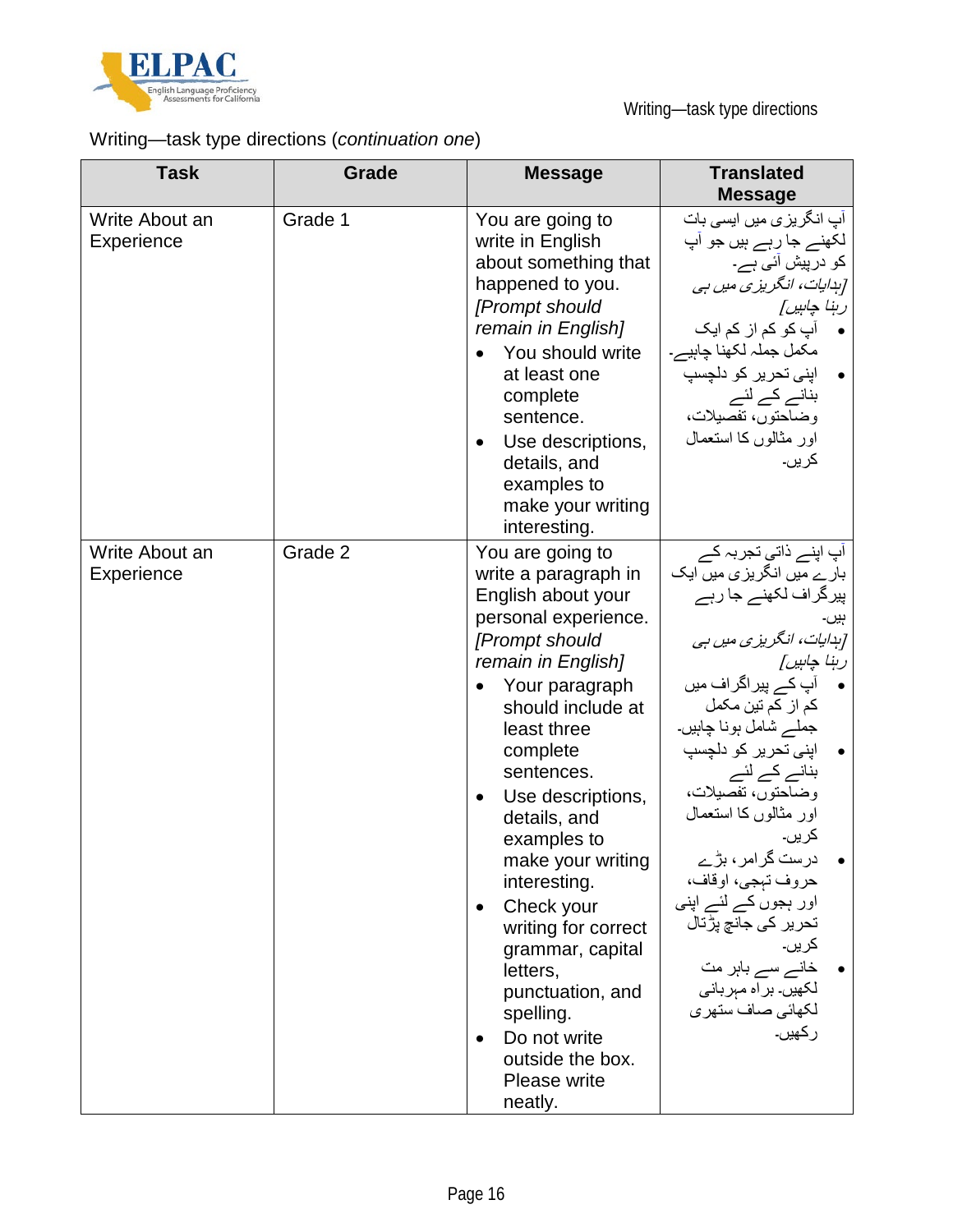Writing—task type directions (*continuation one*)

| Task | Grade | Message | Translated Message |
|---|---|---|---|
| Write About an Experience | Grade 1 | You are going to write in English about something that happened to you. *[Prompt should remain in English]*<br>• You should write at least one complete sentence.<br>• Use descriptions, details, and examples to make your writing interesting. | آپ انگریزی میں ایسی بات لکھنے جا رہے ہیں جو آپ کو درپیش آئی ہے۔ *[ہدایات، انگریزی میں ہی رہنا چاہیں]*<br>• آپ کو کم از کم ایک مکمل جملہ لکھنا چاہیے۔<br>• اپنی تحریر کو دلچسپ بنانے کے لئے وضاحتوں، تفصیلات، اور مثالوں کا استعمال کریں۔ |
| Write About an Experience | Grade 2 | You are going to write a paragraph in English about your personal experience. *[Prompt should remain in English]*<br>• Your paragraph should include at least three complete sentences.<br>• Use descriptions, details, and examples to make your writing interesting.<br>• Check your writing for correct grammar, capital letters, punctuation, and spelling.<br>• Do not write outside the box. Please write neatly. | آپ اپنے ذاتی تجربہ کے بارے میں انگریزی میں ایک پیرگراف لکھنے جا رہے ہیں۔ *[ہدایات، انگریزی میں ہی رہنا چاہیں]*<br>• آپ کے پیراگراف میں کم از کم تین مکمل جملے شامل ہونا چاہیں۔<br>• اپنی تحریر کو دلچسپ بنانے کے لئے وضاحتوں، تفصیلات، اور مثالوں کا استعمال کریں۔<br>• درست گرامر، بڑے حروف تہجی، اوقاف، اور ہجوں کے لئے اپنی تحریر کی جانچ پڑتال کریں۔<br>• خانے سے باہر مت لکھیں۔ براہ مہربانی لکھائی صاف ستھری رکھیں۔ |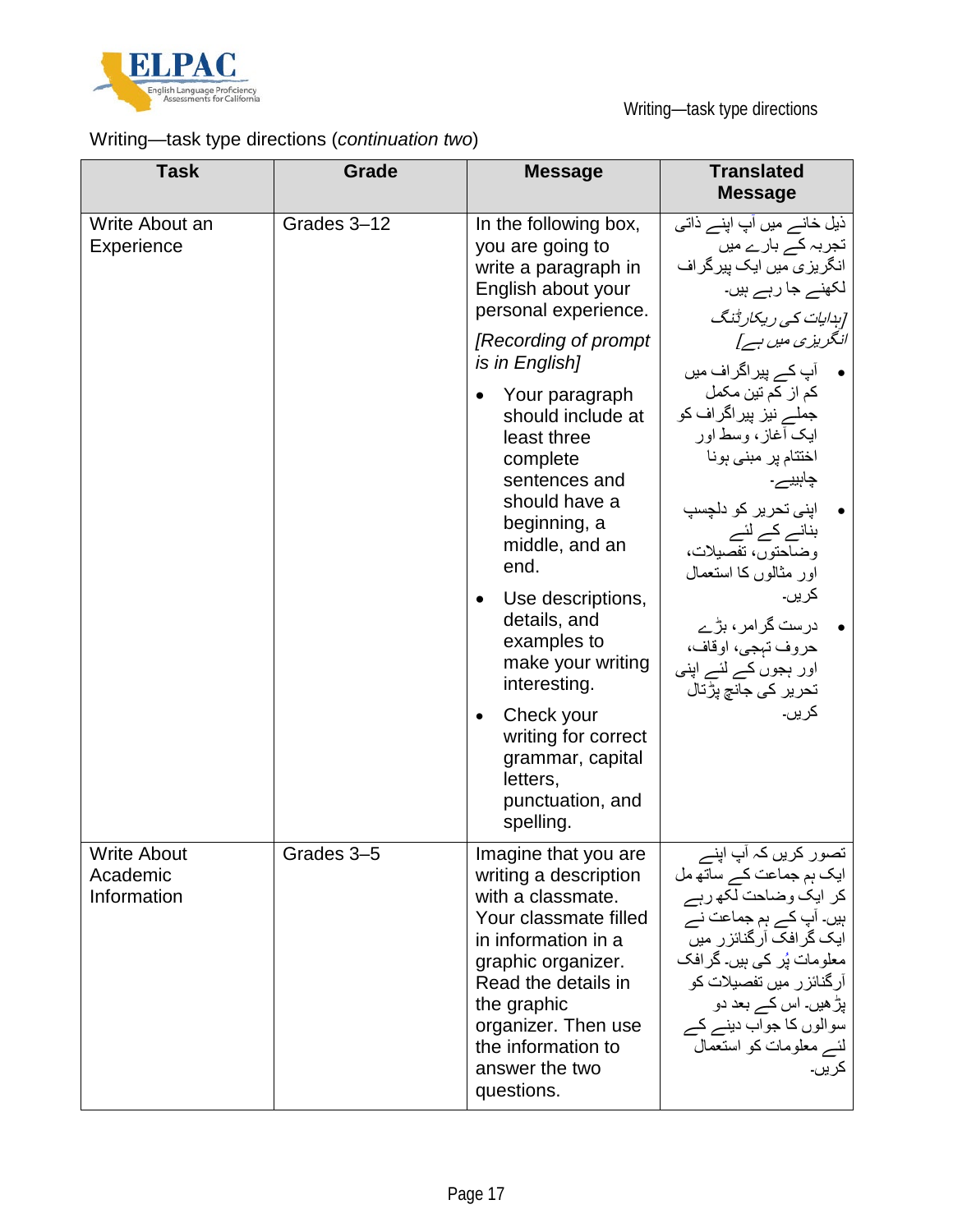Writing—task type directions (*continuation two*)

| Task | Grade | Message | Translated Message |
|---|---|---|---|
| Write About an Experience | Grades 3–12 | In the following box, you are going to write a paragraph in English about your personal experience.<br>*[Recording of prompt is in English]*<br>• Your paragraph should include at least three complete sentences and should have a beginning, a middle, and an end.<br>• Use descriptions, details, and examples to make your writing interesting.<br>• Check your writing for correct grammar, capital letters, punctuation, and spelling. | ذیل خانے میں آپ اپنے ذاتی تجربہ کے بارے میں انگریزی میں ایک پیرگراف لکھنے جا رہے ہیں۔<br>*[ہدایات کی ریکارڈنگ انگریزی میں ہے]*<br>• آپ کے پیراگراف میں کم از کم تین مکمل جملے نیز پیراگراف کو ایک آغاز، وسط اور اختتام پر مبنی ہونا چاہییے۔<br>• اپنی تحریر کو دلچسپ بنانے کے لئے وضاحتوں، تفصیلات، اور مثالوں کا استعمال کریں۔<br>• درست گرامر، بڑے حروف تہجی، اوقاف، اور ہجوں کے لئے اپنی تحریر کی جانچ پڑتال کریں۔ |
| Write About Academic Information | Grades 3–5 | Imagine that you are writing a description with a classmate. Your classmate filled in information in a graphic organizer. Read the details in the graphic organizer. Then use the information to answer the two questions. | تصور کریں کہ آپ اپنے ایک ہم جماعت کے ساتھ مل کر ایک وضاحت لکھ رہے ہیں۔ آپ کے ہم جماعت نے ایک گرافک آرگنائزر میں معلومات پُر کی ہیں۔ گرافک آرگنائزر میں تفصیلات کو پڑھیں۔ اس کے بعد دو سوالوں کا جواب دینے کے لئے معلومات کو استعمال کریں۔ |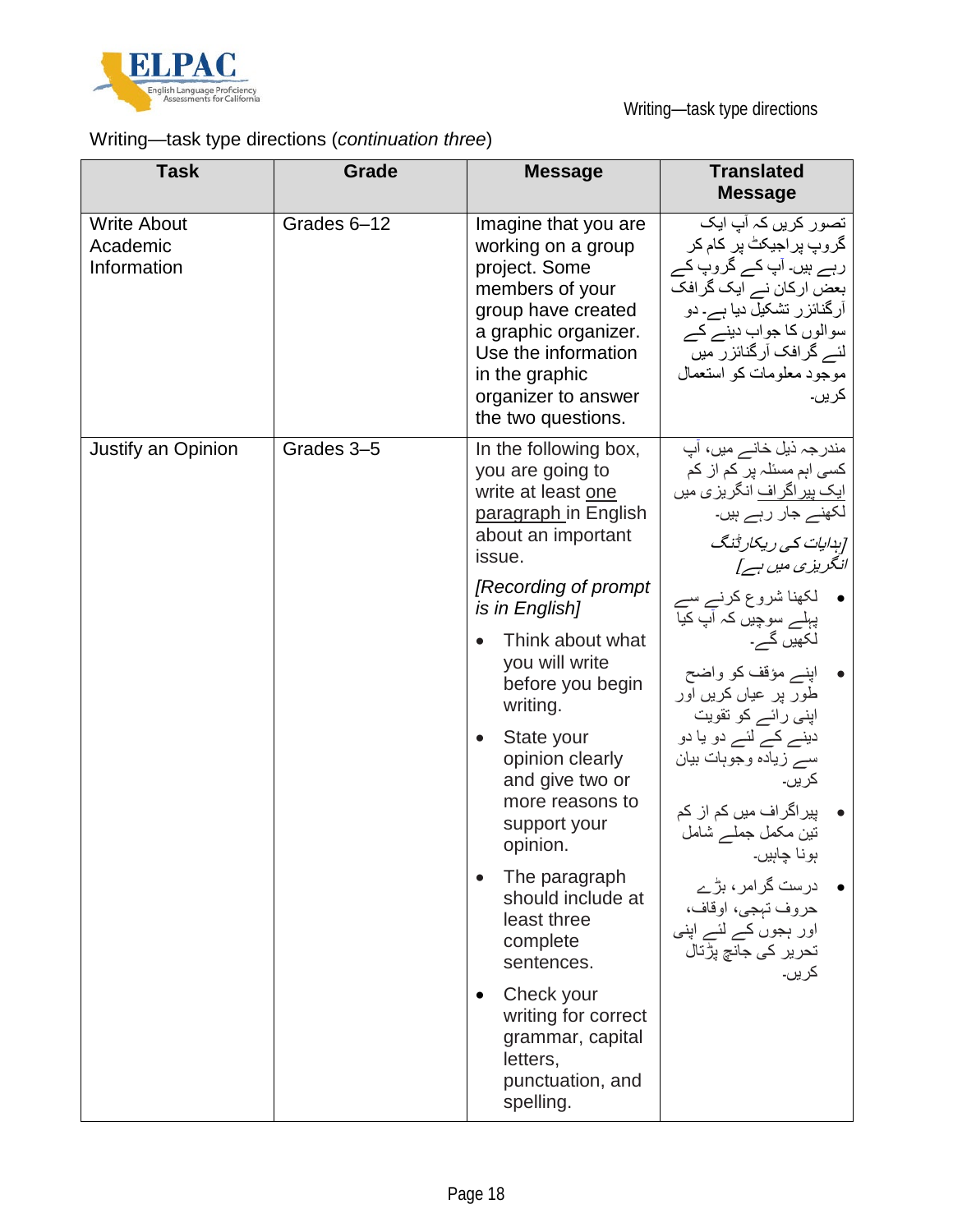Writing—task type directions (*continuation three*)

| Task | Grade | Message | Translated Message |
|---|---|---|---|
| Write About Academic Information | Grades 6–12 | Imagine that you are working on a group project. Some members of your group have created a graphic organizer. Use the information in the graphic organizer to answer the two questions. | تصور کریں کہ آپ ایک گروپ پراجیکٹ پر کام کر رہے ہیں۔ آپ کے گروپ کے بعض ارکان نے ایک گرافک آرگنائزر تشکیل دیا ہے۔ دو سوالوں کا جواب دینے کے لئے گرافک آرگنائزر میں موجود معلومات کو استعمال کریں۔ |
| Justify an Opinion | Grades 3–5 | In the following box, you are going to write at least <u>one paragraph</u> in English about an important issue.<br><br>*[Recording of prompt is in English]*<br><br>• Think about what you will write before you begin writing.<br>• State your opinion clearly and give two or more reasons to support your opinion.<br>• The paragraph should include at least three complete sentences.<br>• Check your writing for correct grammar, capital letters, punctuation, and spelling. | مندرجہ ذیل خانے میں، آپ کسی اہم مسئلہ پر کم از کم <u>ایک پیراگراف</u> انگریزی میں لکھنے جا رہے ہیں۔<br><br>*[ہدایات کی ریکارڈنگ انگریزی میں ہے]*<br><br>• لکھنا شروع کرنے سے پہلے سوچیں کہ آپ کیا لکھیں گے۔<br>• اپنے مؤقف کو واضح طور پر عیاں کریں اور اپنی رائے کو تقویت دینے کے لئے دو یا دو سے زیادہ وجوہات بیان کریں۔<br>• پیراگراف میں کم از کم تین مکمل جملے شامل ہونا چاہیں۔<br>• درست گرامر، بڑے حروف تہجی، اوقاف، اور ہجوں کے لئے اپنی تحریر کی جانچ پڑتال کریں۔ |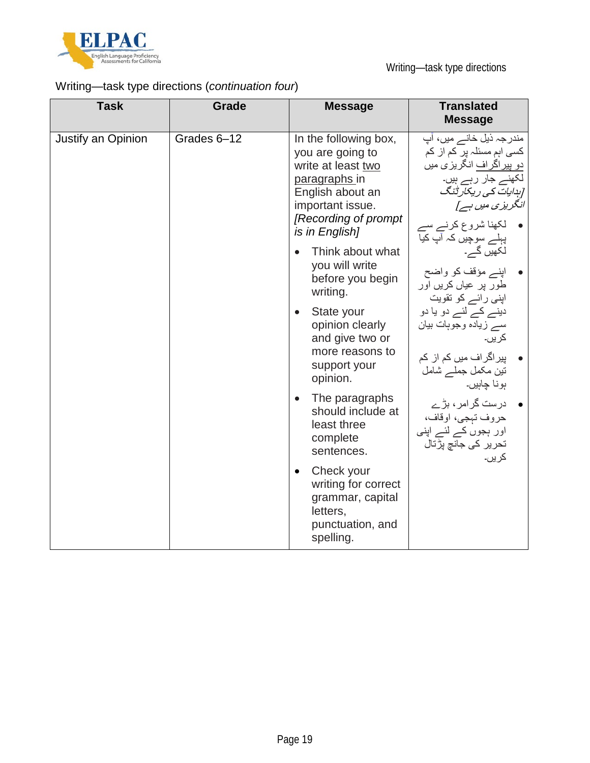Writing—task type directions (*continuation four*)

| Task | Grade | Message | Translated Message |
|---|---|---|---|
| Justify an Opinion | Grades 6–12 | In the following box, you are going to write at least <u>two paragraphs</u> in English about an important issue. *[Recording of prompt is in English]*<br>• Think about what you will write before you begin writing.<br>• State your opinion clearly and give two or more reasons to support your opinion.<br>• The paragraphs should include at least three complete sentences.<br>• Check your writing for correct grammar, capital letters, punctuation, and spelling. | مندرجہ ذیل خانے میں، آپ کسی اہم مسئلہ پر کم از کم <u>دو پیراگراف</u> انگریزی میں لکھنے جار رہے ہیں۔ *[ہدایات کی ریکارڈنگ انگریزی میں ہے]*<br>• لکھنا شروع کرنے سے پہلے سوچیں کہ آپ کیا لکھیں گے۔<br>• اپنے مؤقف کو واضح طور پر عیاں کریں اور اپنی رائے کو تقویت دینے کے لئے دو یا دو سے زیادہ وجوہات بیان کریں۔<br>• پیراگراف میں کم از کم تین مکمل جملے شامل ہونا چاہیں۔<br>• درست گرامر، بڑے حروف تہجی، اوقاف، اور ہجوں کے لئے اپنی تحریر کی جانچ پڑتال کریں۔ |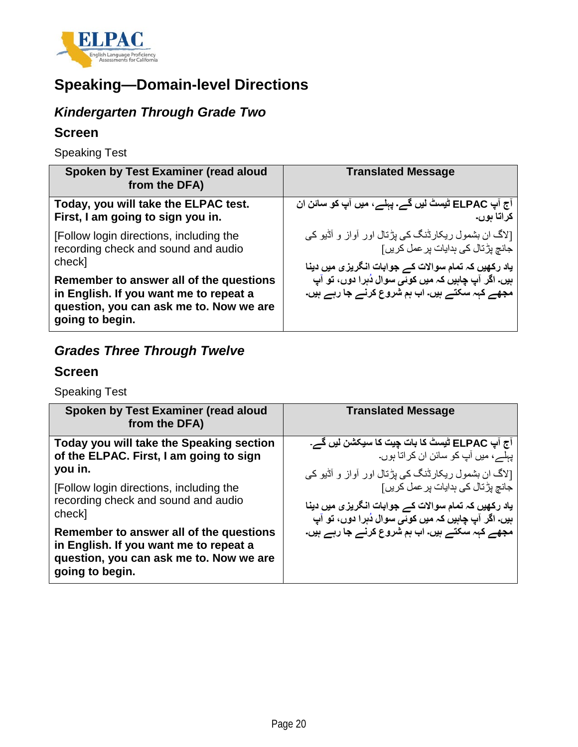# Speaking—Domain-level Directions

## *Kindergarten Through Grade Two*

### Screen

Speaking Test

| Spoken by Test Examiner (read aloud from the DFA) | Translated Message |
|---|---|
| **Today, you will take the ELPAC test. First, I am going to sign you in.**<br><br>[Follow login directions, including the recording check and sound and audio check]<br><br>**Remember to answer all of the questions in English. If you want me to repeat a question, you can ask me to. Now we are going to begin.** | **آج آپ ELPAC ٹیسٹ لیں گے۔ پہلے، میں آپ کو سائن ان کراتا ہوں۔**<br><br>[لاگ ان بشمول ریکارڈنگ کی پڑتال اور آواز و آڈیو کی جانچ پڑتال کی ہدایات پر عمل کریں]<br><br>**یاد رکھیں کہ تمام سوالات کے جوابات انگریزی میں دینا ہیں۔ اگر آپ چاہیں کہ میں کوئی سوال دُہرا دوں، تو آپ مجھے کہہ سکتے ہیں۔ اب ہم شروع کرنے جا رہے ہیں۔** |

## *Grades Three Through Twelve*

### Screen

Speaking Test

| Spoken by Test Examiner (read aloud from the DFA) | Translated Message |
|---|---|
| **Today you will take the Speaking section of the ELPAC. First, I am going to sign you in.**<br><br>[Follow login directions, including the recording check and sound and audio check]<br><br>**Remember to answer all of the questions in English. If you want me to repeat a question, you can ask me to. Now we are going to begin.** | **آج آپ ELPAC ٹیسٹ کا بات چیت کا سیکشن لیں گے۔** پہلے، میں آپ کو سائن ان کراتا ہوں۔<br><br>[لاگ ان بشمول ریکارڈنگ کی پڑتال اور آواز و آڈیو کی جانچ پڑتال کی ہدایات پر عمل کریں]<br><br>**یاد رکھیں کہ تمام سوالات کے جوابات انگریزی میں دینا ہیں۔ اگر آپ چاہیں کہ میں کوئی سوال دُہرا دوں، تو آپ مجھے کہہ سکتے ہیں۔ اب ہم شروع کرنے جا رہے ہیں۔** |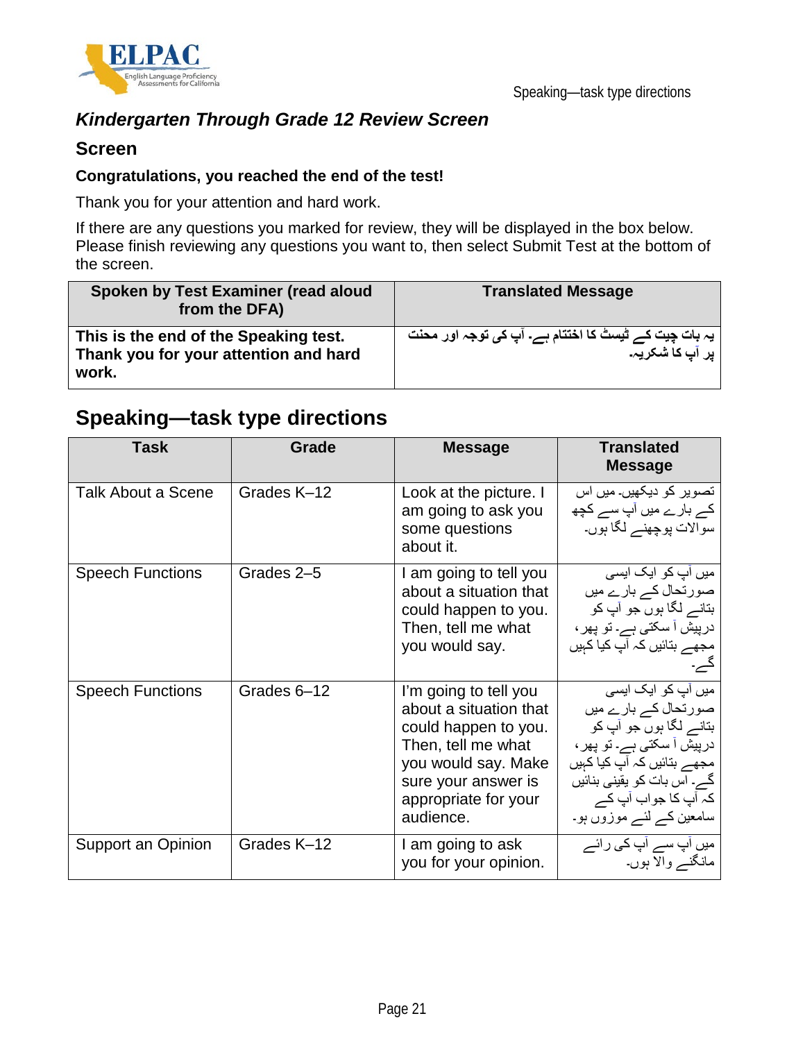## *Kindergarten Through Grade 12 Review Screen*

### Screen

**Congratulations, you reached the end of the test!**

Thank you for your attention and hard work.

If there are any questions you marked for review, they will be displayed in the box below. Please finish reviewing any questions you want to, then select Submit Test at the bottom of the screen.

| Spoken by Test Examiner (read aloud from the DFA) | Translated Message |
|---|---|
| **This is the end of the Speaking test. Thank you for your attention and hard work.** | **یہ بات چیت کے ٹیسٹ کا اختتام ہے۔ آپ کی توجہ اور محنت پر آپ کا شکریہ۔** |

## Speaking—task type directions

| Task | Grade | Message | Translated Message |
|---|---|---|---|
| Talk About a Scene | Grades K–12 | Look at the picture. I am going to ask you some questions about it. | تصویر کو دیکھیں۔ میں اس کے بارے میں آپ سے کچھ سوالات پوچھنے لگا ہوں۔ |
| Speech Functions | Grades 2–5 | I am going to tell you about a situation that could happen to you. Then, tell me what you would say. | میں آپ کو ایک ایسی صورتحال کے بارے میں بتانے لگا ہوں جو آپ کو درپیش آ سکتی ہے۔ تو پھر، مجھے بتائیں کہ آپ کیا کہیں گے۔ |
| Speech Functions | Grades 6–12 | I'm going to tell you about a situation that could happen to you. Then, tell me what you would say. Make sure your answer is appropriate for your audience. | میں آپ کو ایک ایسی صورتحال کے بارے میں بتانے لگا ہوں جو آپ کو درپیش آ سکتی ہے۔ تو پھر، مجھے بتائیں کہ آپ کیا کہیں گے۔ اس بات کو یقینی بنائیں کہ آپ کا جواب آپ کے سامعین کے لئے موزوں ہو۔ |
| Support an Opinion | Grades K–12 | I am going to ask you for your opinion. | میں آپ سے آپ کی رائے مانگنے والا ہوں۔ |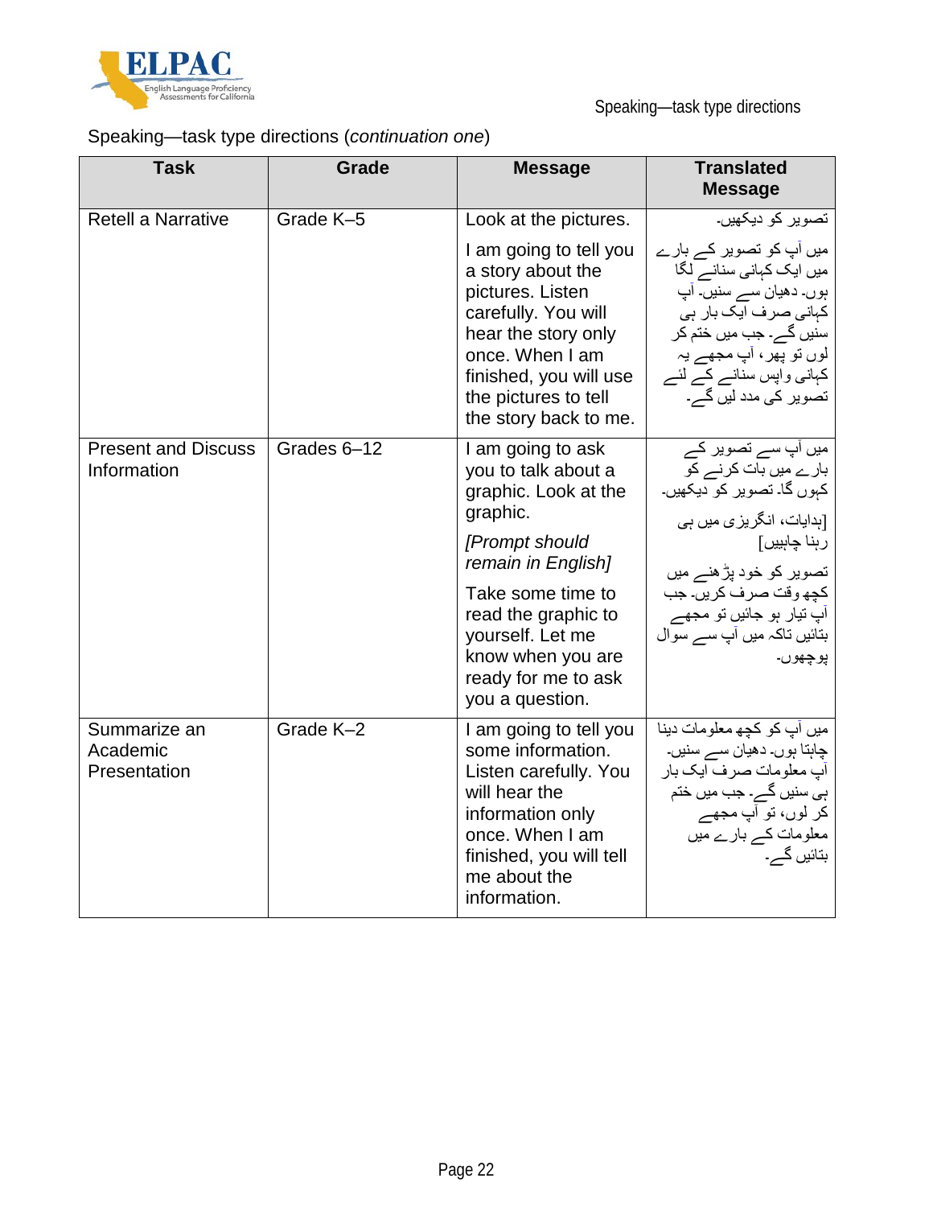Speaking—task type directions (*continuation one*)

| Task | Grade | Message | Translated Message |
| --- | --- | --- | --- |
| Retell a Narrative | Grade K–5 | Look at the pictures.<br>I am going to tell you a story about the pictures. Listen carefully. You will hear the story only once. When I am finished, you will use the pictures to tell the story back to me. | تصویر کو دیکھیں۔<br>میں آپ کو تصویر کے بارے میں ایک کہانی سنانے لگا ہوں۔ دھیان سے سنیں۔ آپ کہانی صرف ایک بار ہی سنیں گے۔ جب میں ختم کر لوں تو پھر، آپ مجھے یہ کہانی واپس سنانے کے لئے تصویر کی مدد لیں گے۔ |
| Present and Discuss Information | Grades 6–12 | I am going to ask you to talk about a graphic. Look at the graphic.<br>*[Prompt should remain in English]*<br>Take some time to read the graphic to yourself. Let me know when you are ready for me to ask you a question. | میں آپ سے تصویر کے بارے میں بات کرنے کو کہوں گا۔ تصویر کو دیکھیں۔<br>[ہدایات، انگریزی میں ہی رہنا چاہییں]<br>تصویر کو خود پڑھنے میں کچھ وقت صرف کریں۔ جب آپ تیار ہو جائیں تو مجھے بتائیں تاکہ میں آپ سے سوال پوچھوں۔ |
| Summarize an Academic Presentation | Grade K–2 | I am going to tell you some information. Listen carefully. You will hear the information only once. When I am finished, you will tell me about the information. | میں آپ کو کچھ معلومات دینا چاہتا ہوں۔ دھیان سے سنیں۔ آپ معلومات صرف ایک بار ہی سنیں گے۔ جب میں ختم کر لوں، تو آپ مجھے معلومات کے بارے میں بتائیں گے۔ |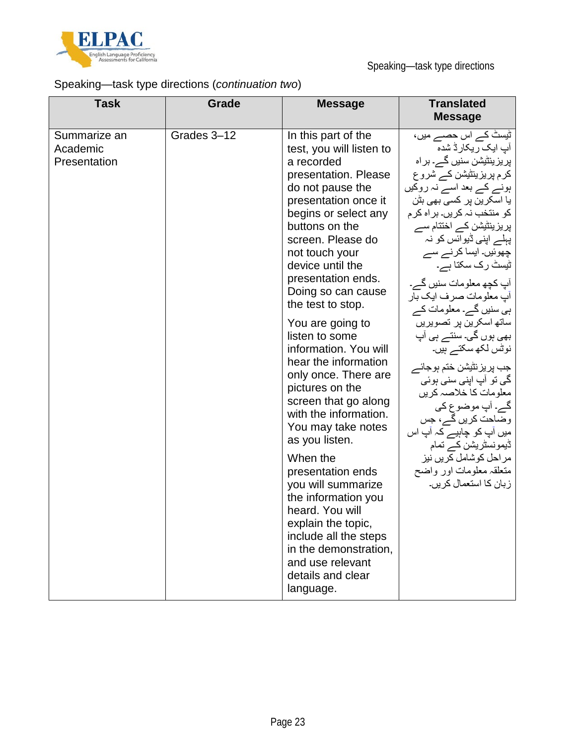Speaking—task type directions (*continuation two*)

| Task | Grade | Message | Translated Message |
|---|---|---|---|
| Summarize an Academic Presentation | Grades 3–12 | In this part of the test, you will listen to a recorded presentation. Please do not pause the presentation once it begins or select any buttons on the screen. Please do not touch your device until the presentation ends. Doing so can cause the test to stop.<br><br>You are going to listen to some information. You will hear the information only once. There are pictures on the screen that go along with the information. You may take notes as you listen.<br><br>When the presentation ends you will summarize the information you heard. You will explain the topic, include all the steps in the demonstration, and use relevant details and clear language. | ٹیسٹ کے اس حصے میں، آپ ایک ریکارڈ شدہ پریزینٹیشن سنیں گے۔ براہ کرم پریزینٹیشن کے شروع ہونے کے بعد اسے نہ روکیں یا اسکرین پر کسی بھی بٹن کو منتخب نہ کریں۔ براہ کرم پریزینٹیشن کے اختتام سے پہلے اپنی ڈیوائس کو نہ چھوئیں۔ ایسا کرنے سے ٹیسٹ رک سکتا ہے۔<br><br>آپ کچھ معلومات سنیں گے۔ آپ معلومات صرف ایک بار ہی سنیں گے۔ معلومات کے ساتھ اسکرین پر تصویریں بھی ہوں گی۔ سنتے ہی آپ نوٹس لکھ سکتے ہیں۔<br><br>جب پریزنٹیشن ختم ہوجائے گی تو آپ اپنی سنی ہوئی معلومات کا خلاصہ کریں گے۔ آپ موضوع کی وضاحت کریں گے، جس میں آپ کو چاہیے کہ آپ اس ڈیمونسٹریشن کے تمام مراحل کوشامل کریں نیز متعلقہ معلومات اور واضح زبان کا استعمال کریں۔ |